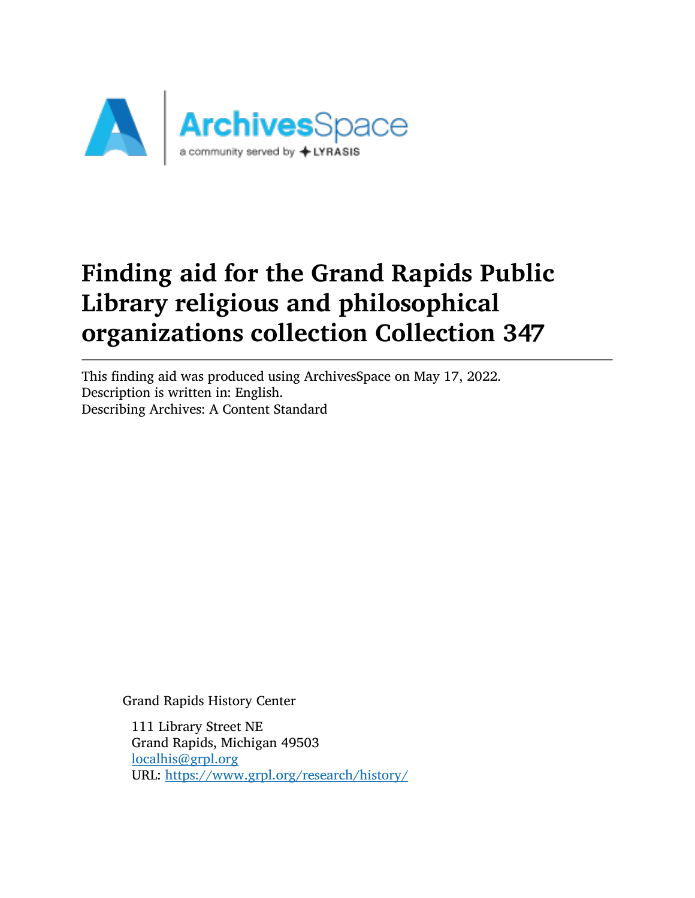# Finding aid for the Grand Rapids Public Library religious and philosophical organizations collection Collection 347

---

This finding aid was produced using ArchivesSpace on May 17, 2022.
Description is written in: English.
Describing Archives: A Content Standard

Grand Rapids History Center

111 Library Street NE
Grand Rapids, Michigan 49503
localhis@grpl.org
URL: https://www.grpl.org/research/history/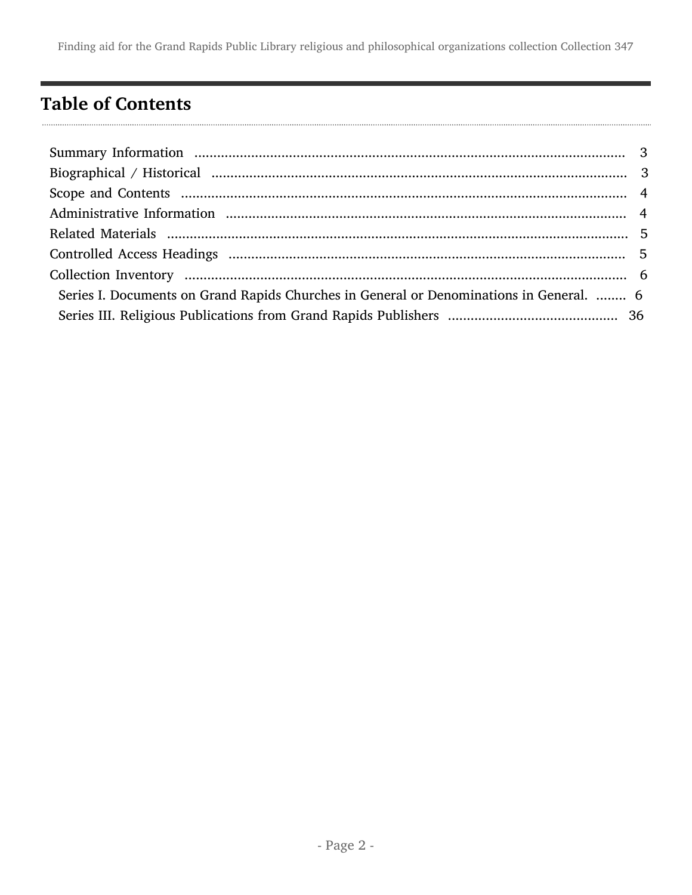## Table of Contents

- Summary Information ........ 3
- Biographical / Historical ........ 3
- Scope and Contents ........ 4
- Administrative Information ........ 4
- Related Materials ........ 5
- Controlled Access Headings ........ 5
- Collection Inventory ........ 6
  - Series I. Documents on Grand Rapids Churches in General or Denominations in General. ........ 6
  - Series III. Religious Publications from Grand Rapids Publishers ........ 36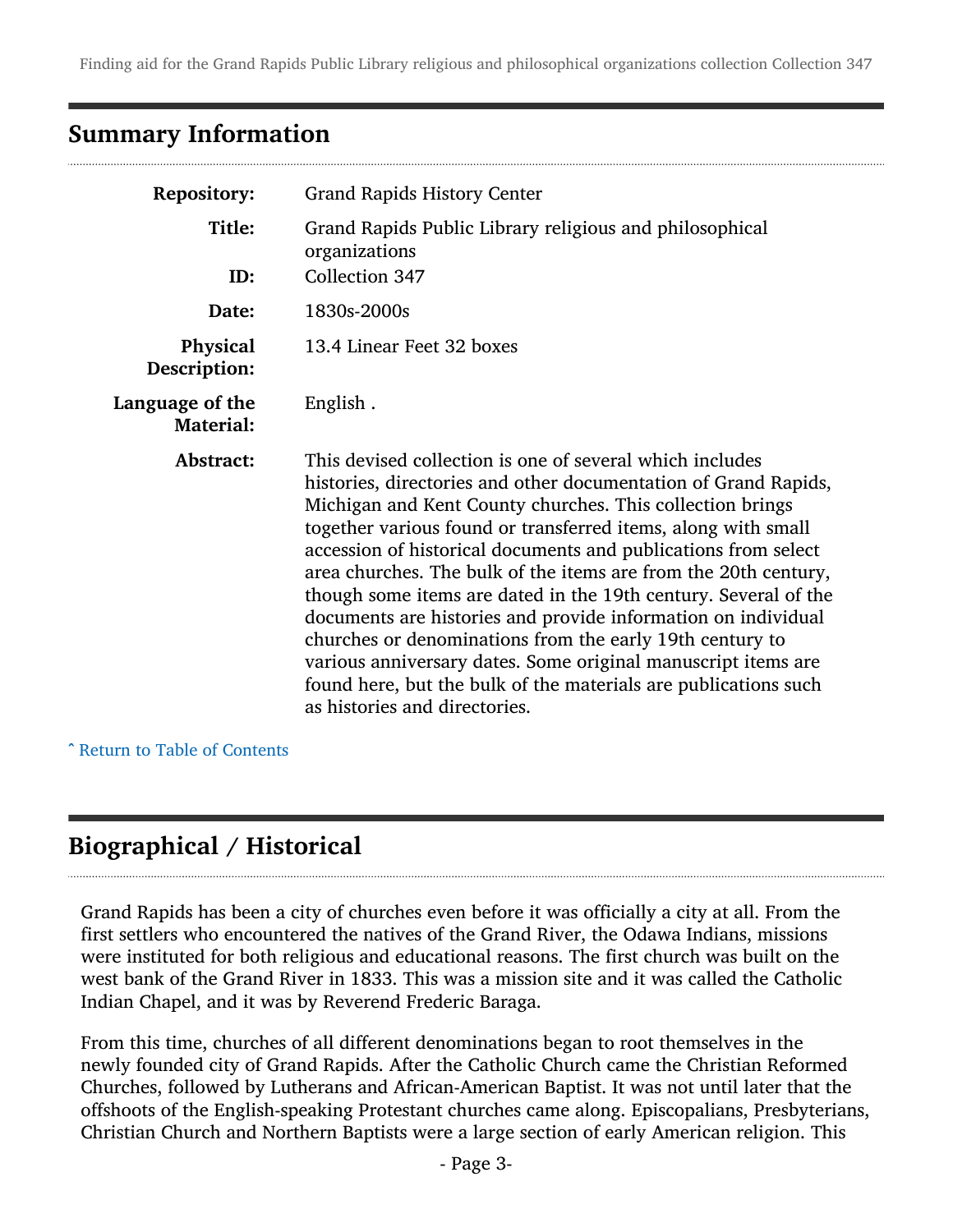## Summary Information

| | |
|---|---|
| **Repository:** | Grand Rapids History Center |
| **Title:** | Grand Rapids Public Library religious and philosophical organizations |
| **ID:** | Collection 347 |
| **Date:** | 1830s-2000s |
| **Physical Description:** | 13.4 Linear Feet 32 boxes |
| **Language of the Material:** | English . |
| **Abstract:** | This devised collection is one of several which includes histories, directories and other documentation of Grand Rapids, Michigan and Kent County churches. This collection brings together various found or transferred items, along with small accession of historical documents and publications from select area churches. The bulk of the items are from the 20th century, though some items are dated in the 19th century. Several of the documents are histories and provide information on individual churches or denominations from the early 19th century to various anniversary dates. Some original manuscript items are found here, but the bulk of the materials are publications such as histories and directories. |

ˆ Return to Table of Contents

## Biographical / Historical

Grand Rapids has been a city of churches even before it was officially a city at all. From the first settlers who encountered the natives of the Grand River, the Odawa Indians, missions were instituted for both religious and educational reasons. The first church was built on the west bank of the Grand River in 1833. This was a mission site and it was called the Catholic Indian Chapel, and it was by Reverend Frederic Baraga.

From this time, churches of all different denominations began to root themselves in the newly founded city of Grand Rapids. After the Catholic Church came the Christian Reformed Churches, followed by Lutherans and African-American Baptist. It was not until later that the offshoots of the English-speaking Protestant churches came along. Episcopalians, Presbyterians, Christian Church and Northern Baptists were a large section of early American religion. This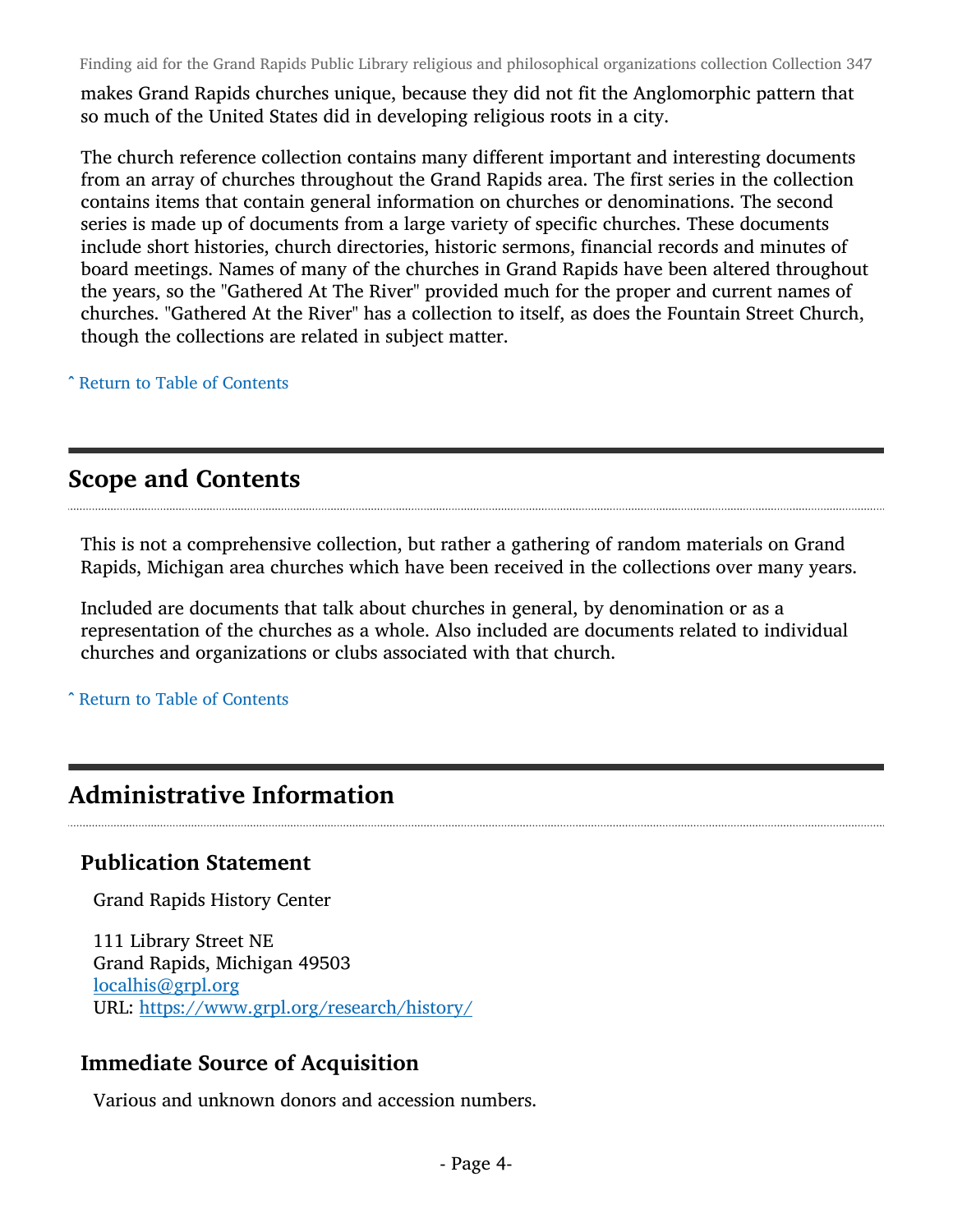makes Grand Rapids churches unique, because they did not fit the Anglomorphic pattern that so much of the United States did in developing religious roots in a city.

The church reference collection contains many different important and interesting documents from an array of churches throughout the Grand Rapids area. The first series in the collection contains items that contain general information on churches or denominations. The second series is made up of documents from a large variety of specific churches. These documents include short histories, church directories, historic sermons, financial records and minutes of board meetings. Names of many of the churches in Grand Rapids have been altered throughout the years, so the "Gathered At The River" provided much for the proper and current names of churches. "Gathered At the River" has a collection to itself, as does the Fountain Street Church, though the collections are related in subject matter.

ˆ Return to Table of Contents

## Scope and Contents

This is not a comprehensive collection, but rather a gathering of random materials on Grand Rapids, Michigan area churches which have been received in the collections over many years.

Included are documents that talk about churches in general, by denomination or as a representation of the churches as a whole. Also included are documents related to individual churches and organizations or clubs associated with that church.

ˆ Return to Table of Contents

## Administrative Information

### Publication Statement

Grand Rapids History Center

111 Library Street NE
Grand Rapids, Michigan 49503
localhis@grpl.org
URL: https://www.grpl.org/research/history/

### Immediate Source of Acquisition

Various and unknown donors and accession numbers.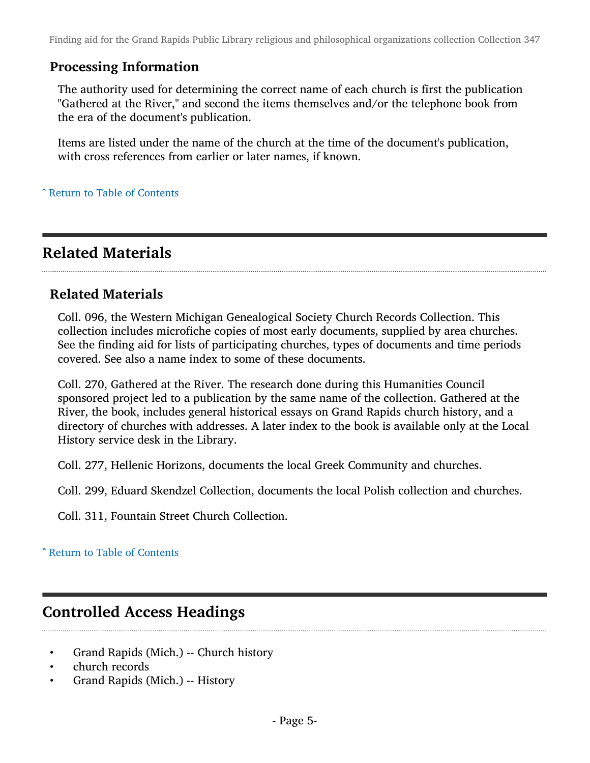### Processing Information

The authority used for determining the correct name of each church is first the publication "Gathered at the River," and second the items themselves and/or the telephone book from the era of the document's publication.

Items are listed under the name of the church at the time of the document's publication, with cross references from earlier or later names, if known.

ˆ Return to Table of Contents

## Related Materials

### Related Materials

Coll. 096, the Western Michigan Genealogical Society Church Records Collection. This collection includes microfiche copies of most early documents, supplied by area churches. See the finding aid for lists of participating churches, types of documents and time periods covered. See also a name index to some of these documents.

Coll. 270, Gathered at the River. The research done during this Humanities Council sponsored project led to a publication by the same name of the collection. Gathered at the River, the book, includes general historical essays on Grand Rapids church history, and a directory of churches with addresses. A later index to the book is available only at the Local History service desk in the Library.

Coll. 277, Hellenic Horizons, documents the local Greek Community and churches.

Coll. 299, Eduard Skendzel Collection, documents the local Polish collection and churches.

Coll. 311, Fountain Street Church Collection.

ˆ Return to Table of Contents

## Controlled Access Headings

- Grand Rapids (Mich.) -- Church history
- church records
- Grand Rapids (Mich.) -- History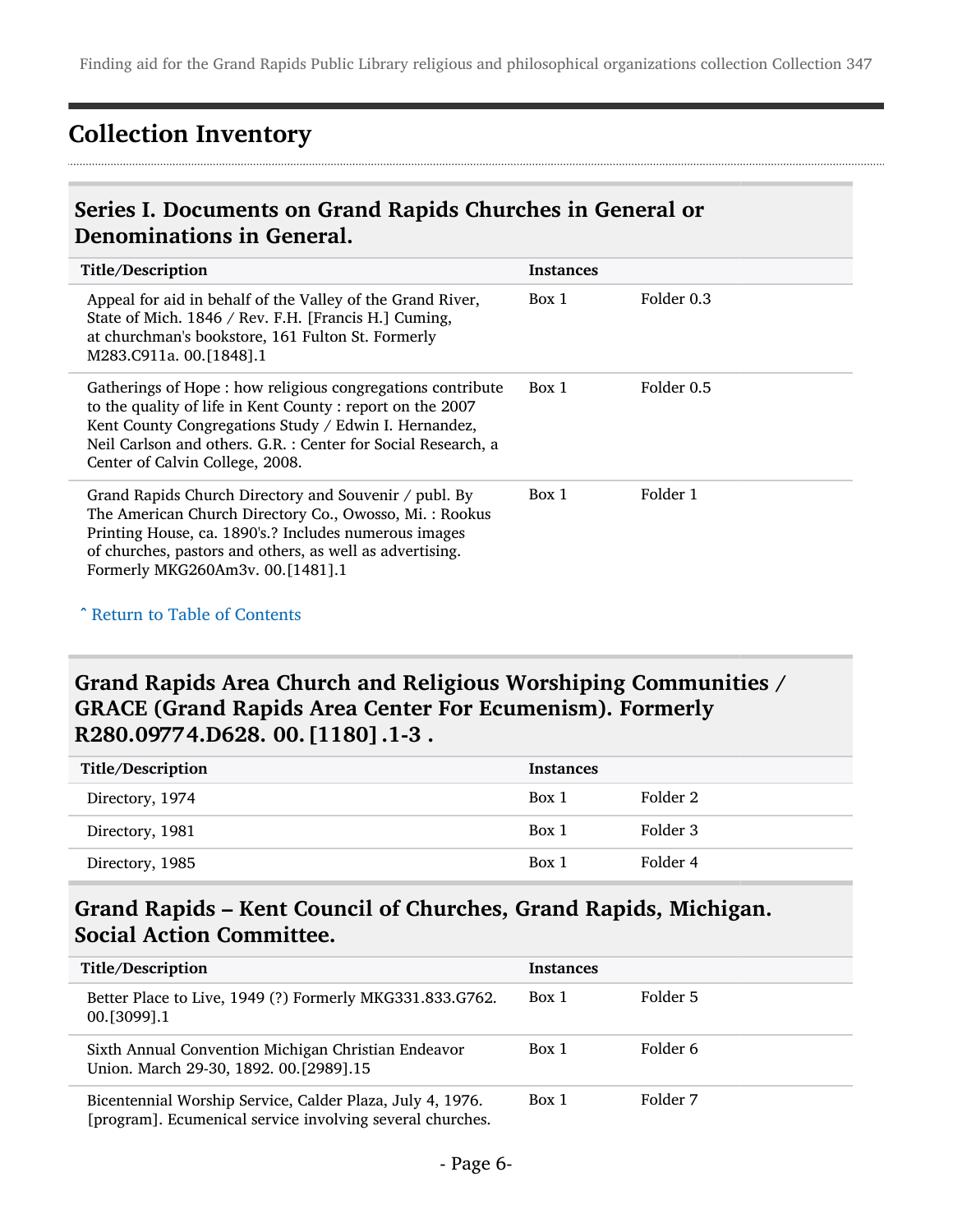## Collection Inventory

### Series I. Documents on Grand Rapids Churches in General or Denominations in General.

| Title/Description | Instances | |
|---|---|---|
| Appeal for aid in behalf of the Valley of the Grand River, State of Mich. 1846 / Rev. F.H. [Francis H.] Cuming, at churchman's bookstore, 161 Fulton St. Formerly M283.C911a. 00.[1848].1 | Box 1 | Folder 0.3 |
| Gatherings of Hope : how religious congregations contribute to the quality of life in Kent County : report on the 2007 Kent County Congregations Study / Edwin I. Hernandez, Neil Carlson and others. G.R. : Center for Social Research, a Center of Calvin College, 2008. | Box 1 | Folder 0.5 |
| Grand Rapids Church Directory and Souvenir / publ. By The American Church Directory Co., Owosso, Mi. : Rookus Printing House, ca. 1890's.? Includes numerous images of churches, pastors and others, as well as advertising. Formerly MKG260Am3v. 00.[1481].1 | Box 1 | Folder 1 |

ˆ Return to Table of Contents

### Grand Rapids Area Church and Religious Worshiping Communities / GRACE (Grand Rapids Area Center For Ecumenism). Formerly R280.09774.D628. 00.[1180].1-3 .

| Title/Description | Instances | |
|---|---|---|
| Directory, 1974 | Box 1 | Folder 2 |
| Directory, 1981 | Box 1 | Folder 3 |
| Directory, 1985 | Box 1 | Folder 4 |

### Grand Rapids – Kent Council of Churches, Grand Rapids, Michigan. Social Action Committee.

| Title/Description | Instances | |
|---|---|---|
| Better Place to Live, 1949 (?) Formerly MKG331.833.G762. 00.[3099].1 | Box 1 | Folder 5 |
| Sixth Annual Convention Michigan Christian Endeavor Union. March 29-30, 1892. 00.[2989].15 | Box 1 | Folder 6 |
| Bicentennial Worship Service, Calder Plaza, July 4, 1976. [program]. Ecumenical service involving several churches. | Box 1 | Folder 7 |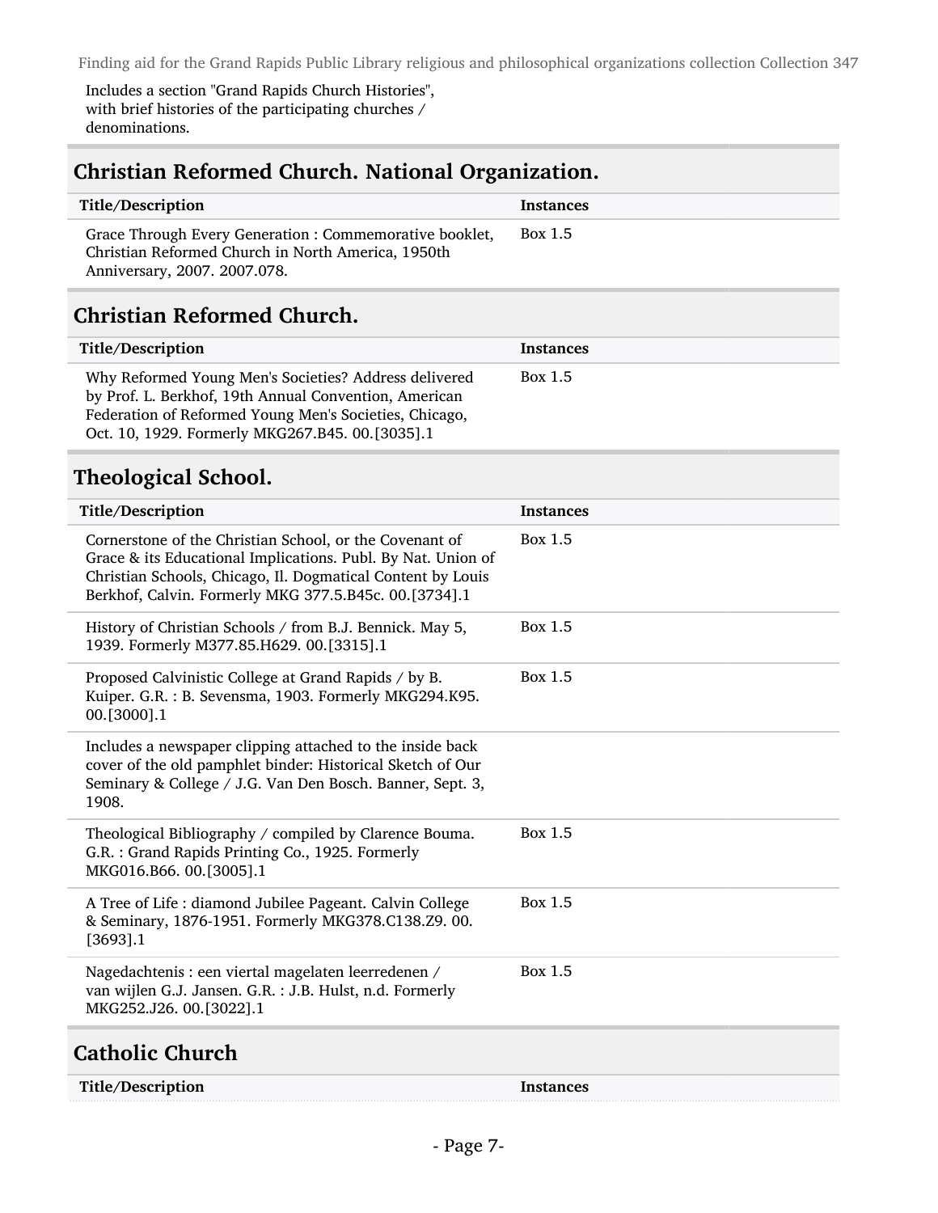Includes a section "Grand Rapids Church Histories", with brief histories of the participating churches / denominations.

## Christian Reformed Church. National Organization.

| Title/Description | Instances |
| --- | --- |
| Grace Through Every Generation : Commemorative booklet, Christian Reformed Church in North America, 1950th Anniversary, 2007. 2007.078. | Box 1.5 |

## Christian Reformed Church.

| Title/Description | Instances |
| --- | --- |
| Why Reformed Young Men's Societies? Address delivered by Prof. L. Berkhof, 19th Annual Convention, American Federation of Reformed Young Men's Societies, Chicago, Oct. 10, 1929. Formerly MKG267.B45. 00.[3035].1 | Box 1.5 |

## Theological School.

| Title/Description | Instances |
| --- | --- |
| Cornerstone of the Christian School, or the Covenant of Grace & its Educational Implications. Publ. By Nat. Union of Christian Schools, Chicago, Il. Dogmatical Content by Louis Berkhof, Calvin. Formerly MKG 377.5.B45c. 00.[3734].1 | Box 1.5 |
| History of Christian Schools / from B.J. Bennick. May 5, 1939. Formerly M377.85.H629. 00.[3315].1 | Box 1.5 |
| Proposed Calvinistic College at Grand Rapids / by B. Kuiper. G.R. : B. Sevensma, 1903. Formerly MKG294.K95. 00.[3000].1 | Box 1.5 |
| Includes a newspaper clipping attached to the inside back cover of the old pamphlet binder: Historical Sketch of Our Seminary & College / J.G. Van Den Bosch. Banner, Sept. 3, 1908. | |
| Theological Bibliography / compiled by Clarence Bouma. G.R. : Grand Rapids Printing Co., 1925. Formerly MKG016.B66. 00.[3005].1 | Box 1.5 |
| A Tree of Life : diamond Jubilee Pageant. Calvin College & Seminary, 1876-1951. Formerly MKG378.C138.Z9. 00.[3693].1 | Box 1.5 |
| Nagedachtenis : een viertal magelaten leerredenen / van wijlen G.J. Jansen. G.R. : J.B. Hulst, n.d. Formerly MKG252.J26. 00.[3022].1 | Box 1.5 |

## Catholic Church

| Title/Description | Instances |
| --- | --- |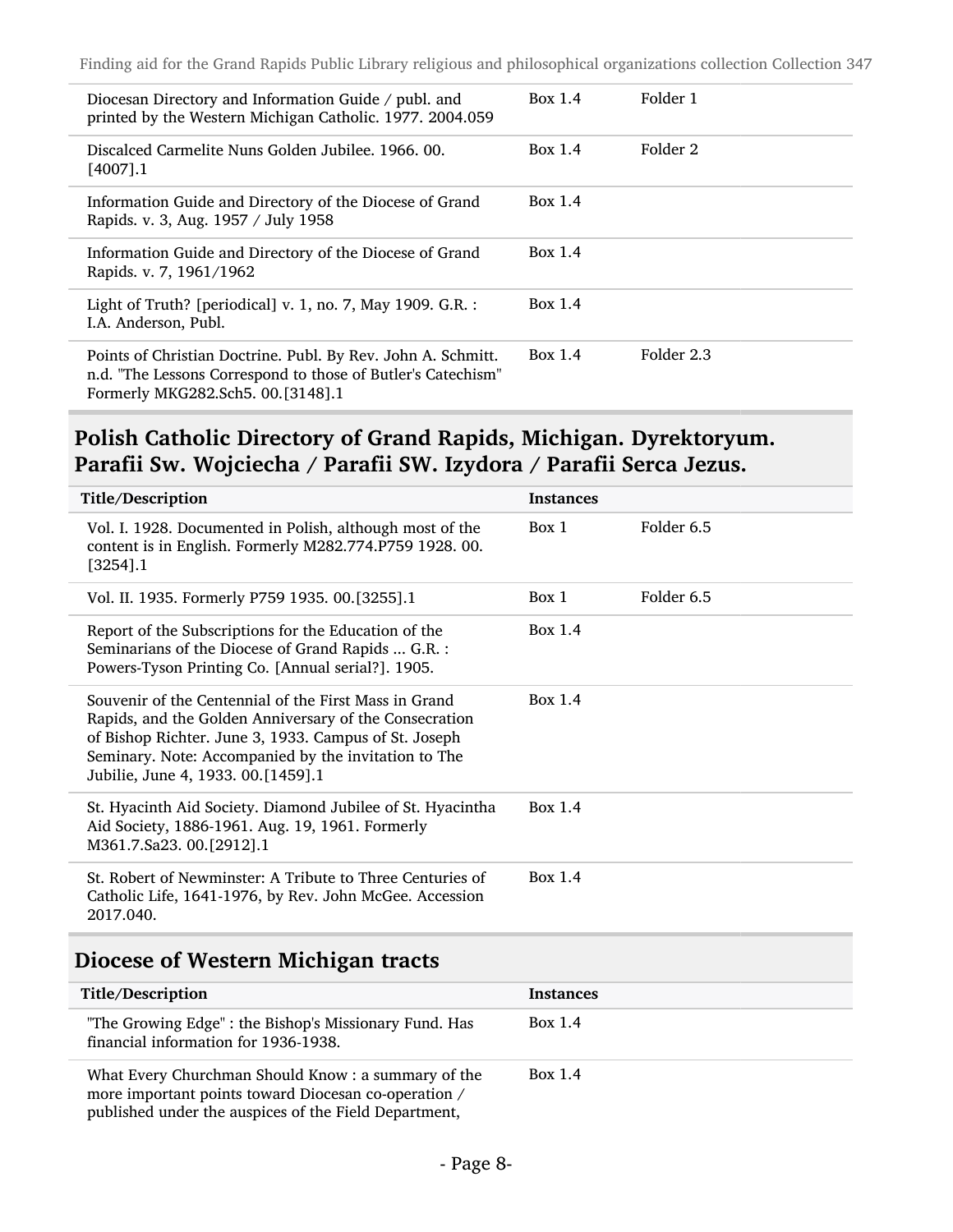| | | |
|---|---|---|
| Diocesan Directory and Information Guide / publ. and printed by the Western Michigan Catholic. 1977. 2004.059 | Box 1.4 | Folder 1 |
| Discalced Carmelite Nuns Golden Jubilee. 1966. 00.[4007].1 | Box 1.4 | Folder 2 |
| Information Guide and Directory of the Diocese of Grand Rapids. v. 3, Aug. 1957 / July 1958 | Box 1.4 | |
| Information Guide and Directory of the Diocese of Grand Rapids. v. 7, 1961/1962 | Box 1.4 | |
| Light of Truth? [periodical] v. 1, no. 7, May 1909. G.R. : I.A. Anderson, Publ. | Box 1.4 | |
| Points of Christian Doctrine. Publ. By Rev. John A. Schmitt. n.d. "The Lessons Correspond to those of Butler's Catechism" Formerly MKG282.Sch5. 00.[3148].1 | Box 1.4 | Folder 2.3 |

## Polish Catholic Directory of Grand Rapids, Michigan. Dyrektoryum. Parafii Sw. Wojciecha / Parafii SW. Izydora / Parafii Serca Jezus.

| Title/Description | Instances | |
|---|---|---|
| Vol. I. 1928. Documented in Polish, although most of the content is in English. Formerly M282.774.P759 1928. 00.[3254].1 | Box 1 | Folder 6.5 |
| Vol. II. 1935. Formerly P759 1935. 00.[3255].1 | Box 1 | Folder 6.5 |
| Report of the Subscriptions for the Education of the Seminarians of the Diocese of Grand Rapids ... G.R. : Powers-Tyson Printing Co. [Annual serial?]. 1905. | Box 1.4 | |
| Souvenir of the Centennial of the First Mass in Grand Rapids, and the Golden Anniversary of the Consecration of Bishop Richter. June 3, 1933. Campus of St. Joseph Seminary. Note: Accompanied by the invitation to The Jubilie, June 4, 1933. 00.[1459].1 | Box 1.4 | |
| St. Hyacinth Aid Society. Diamond Jubilee of St. Hyacintha Aid Society, 1886-1961. Aug. 19, 1961. Formerly M361.7.Sa23. 00.[2912].1 | Box 1.4 | |
| St. Robert of Newminster: A Tribute to Three Centuries of Catholic Life, 1641-1976, by Rev. John McGee. Accession 2017.040. | Box 1.4 | |

## Diocese of Western Michigan tracts

| Title/Description | Instances |
|---|---|
| "The Growing Edge" : the Bishop's Missionary Fund. Has financial information for 1936-1938. | Box 1.4 |
| What Every Churchman Should Know : a summary of the more important points toward Diocesan co-operation / published under the auspices of the Field Department, | Box 1.4 |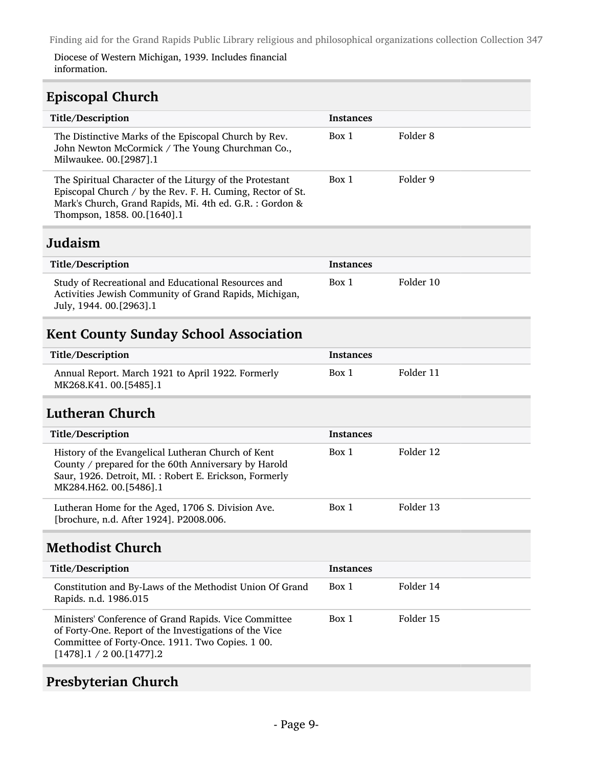Diocese of Western Michigan, 1939. Includes financial information.

## Episcopal Church

| Title/Description | Instances | |
|---|---|---|
| The Distinctive Marks of the Episcopal Church by Rev. John Newton McCormick / The Young Churchman Co., Milwaukee. 00.[2987].1 | Box 1 | Folder 8 |
| The Spiritual Character of the Liturgy of the Protestant Episcopal Church / by the Rev. F. H. Cuming, Rector of St. Mark's Church, Grand Rapids, Mi. 4th ed. G.R. : Gordon & Thompson, 1858. 00.[1640].1 | Box 1 | Folder 9 |

## Judaism

| Title/Description | Instances | |
|---|---|---|
| Study of Recreational and Educational Resources and Activities Jewish Community of Grand Rapids, Michigan, July, 1944. 00.[2963].1 | Box 1 | Folder 10 |

## Kent County Sunday School Association

| Title/Description | Instances | |
|---|---|---|
| Annual Report. March 1921 to April 1922. Formerly MK268.K41. 00.[5485].1 | Box 1 | Folder 11 |

## Lutheran Church

| Title/Description | Instances | |
|---|---|---|
| History of the Evangelical Lutheran Church of Kent County / prepared for the 60th Anniversary by Harold Saur, 1926. Detroit, MI. : Robert E. Erickson, Formerly MK284.H62. 00.[5486].1 | Box 1 | Folder 12 |
| Lutheran Home for the Aged, 1706 S. Division Ave. [brochure, n.d. After 1924]. P2008.006. | Box 1 | Folder 13 |

## Methodist Church

| Title/Description | Instances | |
|---|---|---|
| Constitution and By-Laws of the Methodist Union Of Grand Rapids. n.d. 1986.015 | Box 1 | Folder 14 |
| Ministers' Conference of Grand Rapids. Vice Committee of Forty-One. Report of the Investigations of the Vice Committee of Forty-Once. 1911. Two Copies. 1 00.[1478].1 / 2 00.[1477].2 | Box 1 | Folder 15 |

## Presbyterian Church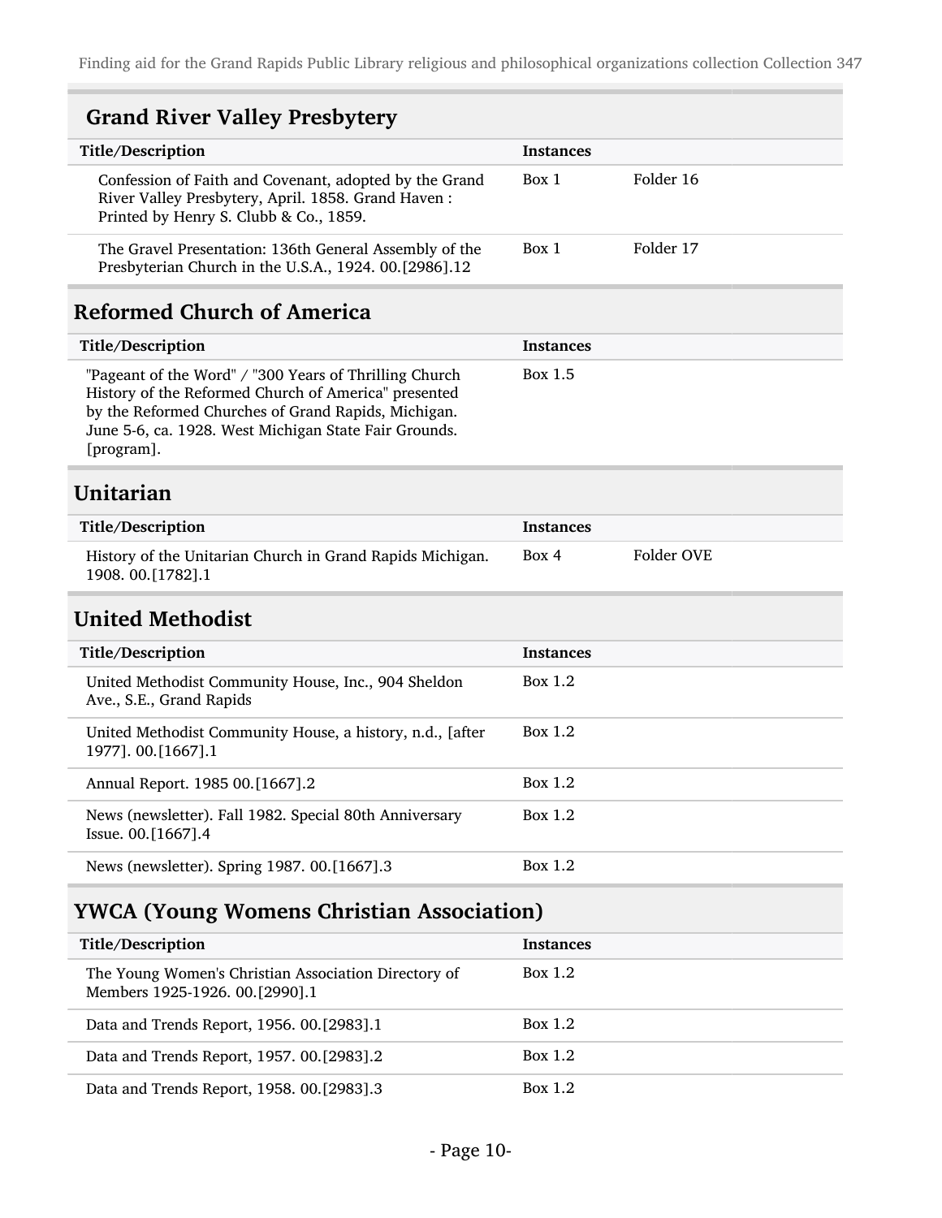## Grand River Valley Presbytery

| Title/Description | Instances | |
| --- | --- | --- |
| Confession of Faith and Covenant, adopted by the Grand River Valley Presbytery, April. 1858. Grand Haven : Printed by Henry S. Clubb & Co., 1859. | Box 1 | Folder 16 |
| The Gravel Presentation: 136th General Assembly of the Presbyterian Church in the U.S.A., 1924. 00.[2986].12 | Box 1 | Folder 17 |

## Reformed Church of America

| Title/Description | Instances |
| --- | --- |
| "Pageant of the Word" / "300 Years of Thrilling Church History of the Reformed Church of America" presented by the Reformed Churches of Grand Rapids, Michigan. June 5-6, ca. 1928. West Michigan State Fair Grounds. [program]. | Box 1.5 |

## Unitarian

| Title/Description | Instances | |
| --- | --- | --- |
| History of the Unitarian Church in Grand Rapids Michigan. 1908. 00.[1782].1 | Box 4 | Folder OVE |

## United Methodist

| Title/Description | Instances |
| --- | --- |
| United Methodist Community House, Inc., 904 Sheldon Ave., S.E., Grand Rapids | Box 1.2 |
| United Methodist Community House, a history, n.d., [after 1977]. 00.[1667].1 | Box 1.2 |
| Annual Report. 1985 00.[1667].2 | Box 1.2 |
| News (newsletter). Fall 1982. Special 80th Anniversary Issue. 00.[1667].4 | Box 1.2 |
| News (newsletter). Spring 1987. 00.[1667].3 | Box 1.2 |

## YWCA (Young Womens Christian Association)

| Title/Description | Instances |
| --- | --- |
| The Young Women's Christian Association Directory of Members 1925-1926. 00.[2990].1 | Box 1.2 |
| Data and Trends Report, 1956. 00.[2983].1 | Box 1.2 |
| Data and Trends Report, 1957. 00.[2983].2 | Box 1.2 |
| Data and Trends Report, 1958. 00.[2983].3 | Box 1.2 |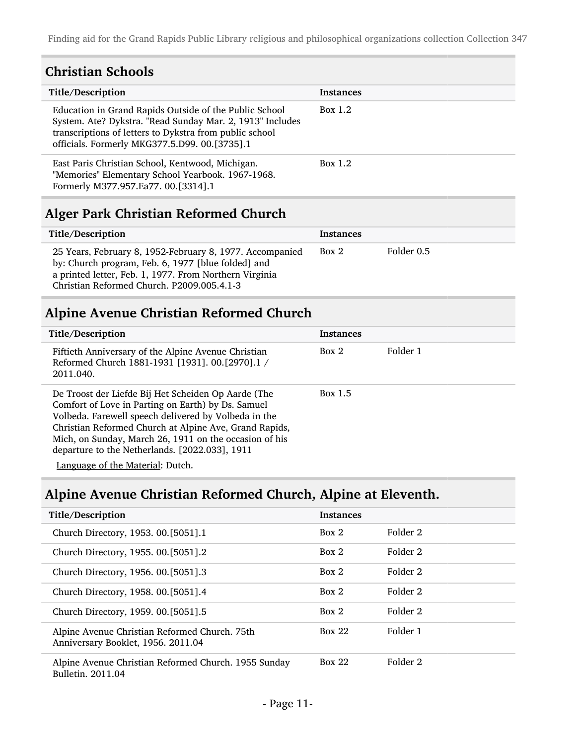## Christian Schools

| Title/Description | Instances | |
|---|---|---|
| Education in Grand Rapids Outside of the Public School System. Ate? Dykstra. "Read Sunday Mar. 2, 1913" Includes transcriptions of letters to Dykstra from public school officials. Formerly MKG377.5.D99. 00.[3735].1 | Box 1.2 | |
| East Paris Christian School, Kentwood, Michigan. "Memories" Elementary School Yearbook. 1967-1968. Formerly M377.957.Ea77. 00.[3314].1 | Box 1.2 | |

## Alger Park Christian Reformed Church

| Title/Description | Instances | |
|---|---|---|
| 25 Years, February 8, 1952-February 8, 1977. Accompanied by: Church program, Feb. 6, 1977 [blue folded] and a printed letter, Feb. 1, 1977. From Northern Virginia Christian Reformed Church. P2009.005.4.1-3 | Box 2 | Folder 0.5 |

## Alpine Avenue Christian Reformed Church

| Title/Description | Instances | |
|---|---|---|
| Fiftieth Anniversary of the Alpine Avenue Christian Reformed Church 1881-1931 [1931]. 00.[2970].1 / 2011.040. | Box 2 | Folder 1 |
| De Troost der Liefde Bij Het Scheiden Op Aarde (The Comfort of Love in Parting on Earth) by Ds. Samuel Volbeda. Farewell speech delivered by Volbeda in the Christian Reformed Church at Alpine Ave, Grand Rapids, Mich, on Sunday, March 26, 1911 on the occasion of his departure to the Netherlands. [2022.033], 1911<br>Language of the Material: Dutch. | Box 1.5 | |

## Alpine Avenue Christian Reformed Church, Alpine at Eleventh.

| Title/Description | Instances | |
|---|---|---|
| Church Directory, 1953. 00.[5051].1 | Box 2 | Folder 2 |
| Church Directory, 1955. 00.[5051].2 | Box 2 | Folder 2 |
| Church Directory, 1956. 00.[5051].3 | Box 2 | Folder 2 |
| Church Directory, 1958. 00.[5051].4 | Box 2 | Folder 2 |
| Church Directory, 1959. 00.[5051].5 | Box 2 | Folder 2 |
| Alpine Avenue Christian Reformed Church. 75th Anniversary Booklet, 1956. 2011.04 | Box 22 | Folder 1 |
| Alpine Avenue Christian Reformed Church. 1955 Sunday Bulletin. 2011.04 | Box 22 | Folder 2 |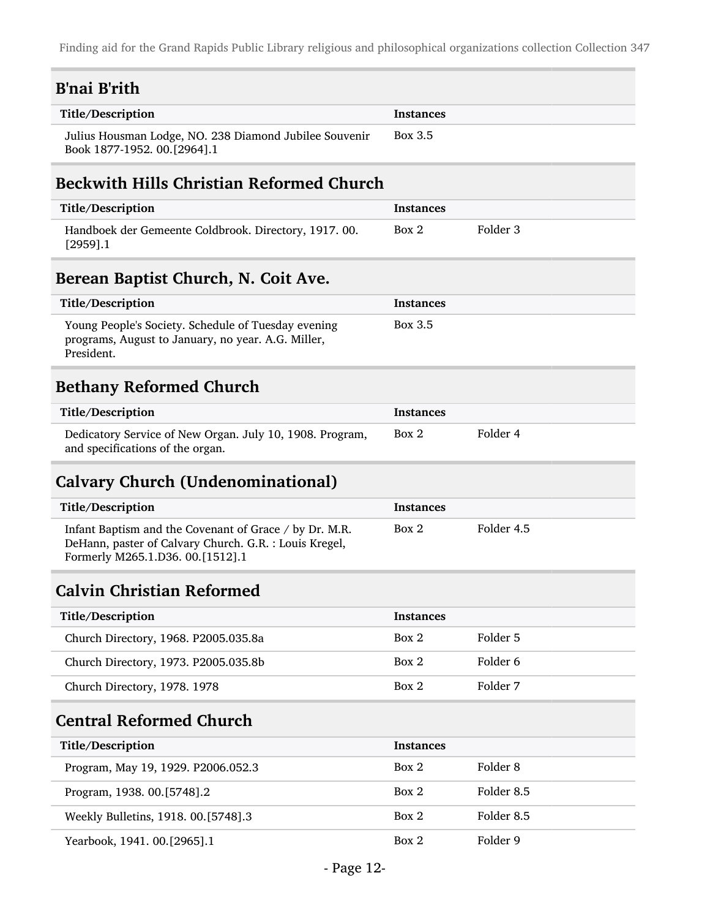## B'nai B'rith

| Title/Description | Instances | |
|---|---|---|
| Julius Housman Lodge, NO. 238 Diamond Jubilee Souvenir Book 1877-1952. 00.[2964].1 | Box 3.5 | |

## Beckwith Hills Christian Reformed Church

| Title/Description | Instances | |
|---|---|---|
| Handboek der Gemeente Coldbrook. Directory, 1917. 00.[2959].1 | Box 2 | Folder 3 |

## Berean Baptist Church, N. Coit Ave.

| Title/Description | Instances | |
|---|---|---|
| Young People's Society. Schedule of Tuesday evening programs, August to January, no year. A.G. Miller, President. | Box 3.5 | |

## Bethany Reformed Church

| Title/Description | Instances | |
|---|---|---|
| Dedicatory Service of New Organ. July 10, 1908. Program, and specifications of the organ. | Box 2 | Folder 4 |

## Calvary Church (Undenominational)

| Title/Description | Instances | |
|---|---|---|
| Infant Baptism and the Covenant of Grace / by Dr. M.R. DeHann, paster of Calvary Church. G.R. : Louis Kregel, Formerly M265.1.D36. 00.[1512].1 | Box 2 | Folder 4.5 |

## Calvin Christian Reformed

| Title/Description | Instances | |
|---|---|---|
| Church Directory, 1968. P2005.035.8a | Box 2 | Folder 5 |
| Church Directory, 1973. P2005.035.8b | Box 2 | Folder 6 |
| Church Directory, 1978. 1978 | Box 2 | Folder 7 |

## Central Reformed Church

| Title/Description | Instances | |
|---|---|---|
| Program, May 19, 1929. P2006.052.3 | Box 2 | Folder 8 |
| Program, 1938. 00.[5748].2 | Box 2 | Folder 8.5 |
| Weekly Bulletins, 1918. 00.[5748].3 | Box 2 | Folder 8.5 |
| Yearbook, 1941. 00.[2965].1 | Box 2 | Folder 9 |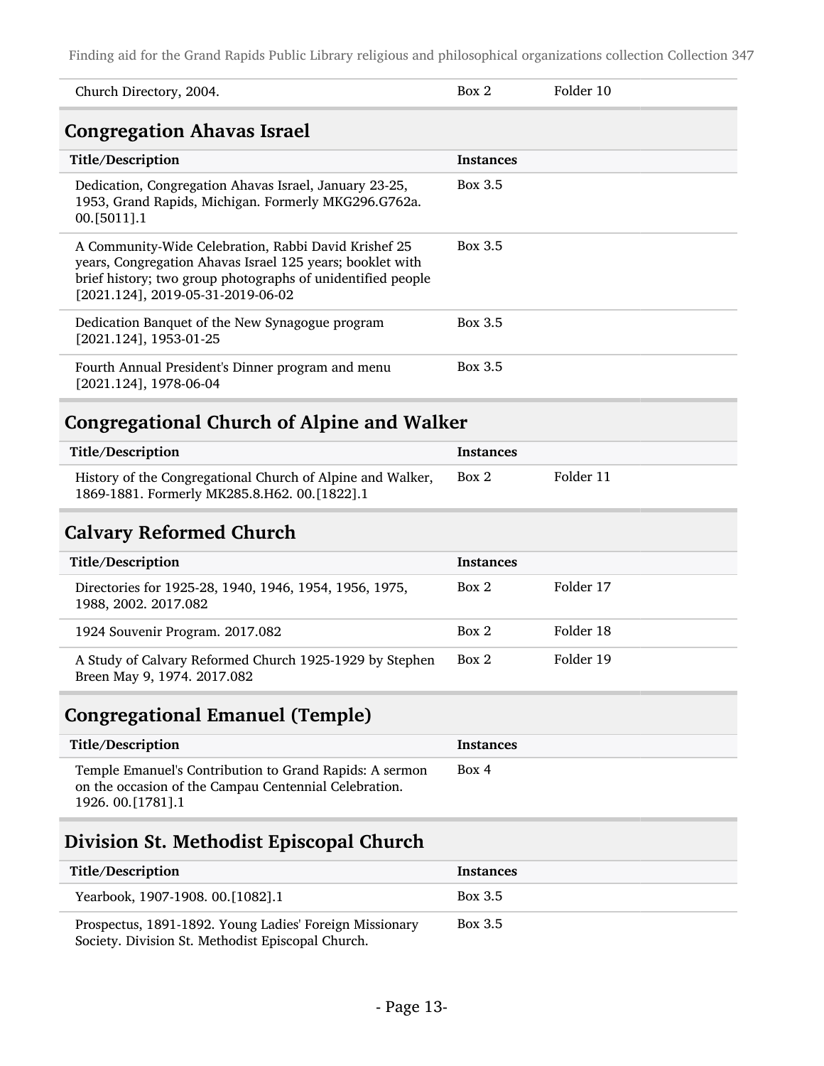| | | |
|---|---|---|
| Church Directory, 2004. | Box 2 | Folder 10 |

## Congregation Ahavas Israel

| Title/Description | Instances | |
|---|---|---|
| Dedication, Congregation Ahavas Israel, January 23-25, 1953, Grand Rapids, Michigan. Formerly MKG296.G762a. 00.[5011].1 | Box 3.5 | |
| A Community-Wide Celebration, Rabbi David Krishef 25 years, Congregation Ahavas Israel 125 years; booklet with brief history; two group photographs of unidentified people [2021.124], 2019-05-31-2019-06-02 | Box 3.5 | |
| Dedication Banquet of the New Synagogue program [2021.124], 1953-01-25 | Box 3.5 | |
| Fourth Annual President's Dinner program and menu [2021.124], 1978-06-04 | Box 3.5 | |

## Congregational Church of Alpine and Walker

| Title/Description | Instances | |
|---|---|---|
| History of the Congregational Church of Alpine and Walker, 1869-1881. Formerly MK285.8.H62. 00.[1822].1 | Box 2 | Folder 11 |

## Calvary Reformed Church

| Title/Description | Instances | |
|---|---|---|
| Directories for 1925-28, 1940, 1946, 1954, 1956, 1975, 1988, 2002. 2017.082 | Box 2 | Folder 17 |
| 1924 Souvenir Program. 2017.082 | Box 2 | Folder 18 |
| A Study of Calvary Reformed Church 1925-1929 by Stephen Breen May 9, 1974. 2017.082 | Box 2 | Folder 19 |

## Congregational Emanuel (Temple)

| Title/Description | Instances |
|---|---|
| Temple Emanuel's Contribution to Grand Rapids: A sermon on the occasion of the Campau Centennial Celebration. 1926. 00.[1781].1 | Box 4 |

## Division St. Methodist Episcopal Church

| Title/Description | Instances |
|---|---|
| Yearbook, 1907-1908. 00.[1082].1 | Box 3.5 |
| Prospectus, 1891-1892. Young Ladies' Foreign Missionary Society. Division St. Methodist Episcopal Church. | Box 3.5 |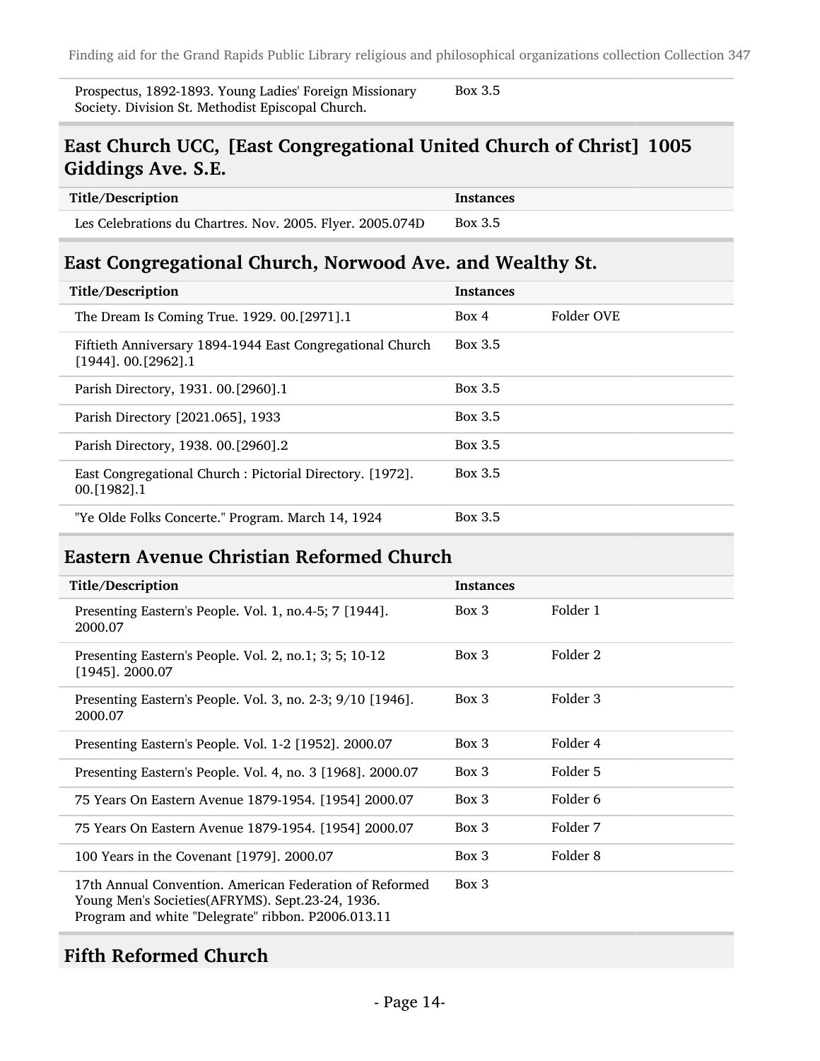| Title/Description | Instances | |
|---|---|---|
| Prospectus, 1892-1893. Young Ladies' Foreign Missionary Society. Division St. Methodist Episcopal Church. | Box 3.5 | |

## East Church UCC, [East Congregational United Church of Christ] 1005 Giddings Ave. S.E.

| Title/Description | Instances | |
|---|---|---|
| Les Celebrations du Chartres. Nov. 2005. Flyer. 2005.074D | Box 3.5 | |

## East Congregational Church, Norwood Ave. and Wealthy St.

| Title/Description | Instances | |
|---|---|---|
| The Dream Is Coming True. 1929. 00.[2971].1 | Box 4 | Folder OVE |
| Fiftieth Anniversary 1894-1944 East Congregational Church [1944]. 00.[2962].1 | Box 3.5 | |
| Parish Directory, 1931. 00.[2960].1 | Box 3.5 | |
| Parish Directory [2021.065], 1933 | Box 3.5 | |
| Parish Directory, 1938. 00.[2960].2 | Box 3.5 | |
| East Congregational Church : Pictorial Directory. [1972]. 00.[1982].1 | Box 3.5 | |
| "Ye Olde Folks Concerte." Program. March 14, 1924 | Box 3.5 | |

## Eastern Avenue Christian Reformed Church

| Title/Description | Instances | |
|---|---|---|
| Presenting Eastern's People. Vol. 1, no.4-5; 7 [1944]. 2000.07 | Box 3 | Folder 1 |
| Presenting Eastern's People. Vol. 2, no.1; 3; 5; 10-12 [1945]. 2000.07 | Box 3 | Folder 2 |
| Presenting Eastern's People. Vol. 3, no. 2-3; 9/10 [1946]. 2000.07 | Box 3 | Folder 3 |
| Presenting Eastern's People. Vol. 1-2 [1952]. 2000.07 | Box 3 | Folder 4 |
| Presenting Eastern's People. Vol. 4, no. 3 [1968]. 2000.07 | Box 3 | Folder 5 |
| 75 Years On Eastern Avenue 1879-1954. [1954] 2000.07 | Box 3 | Folder 6 |
| 75 Years On Eastern Avenue 1879-1954. [1954] 2000.07 | Box 3 | Folder 7 |
| 100 Years in the Covenant [1979]. 2000.07 | Box 3 | Folder 8 |
| 17th Annual Convention. American Federation of Reformed Young Men's Societies(AFRYMS). Sept.23-24, 1936. Program and white "Delegrate" ribbon. P2006.013.11 | Box 3 | |

## Fifth Reformed Church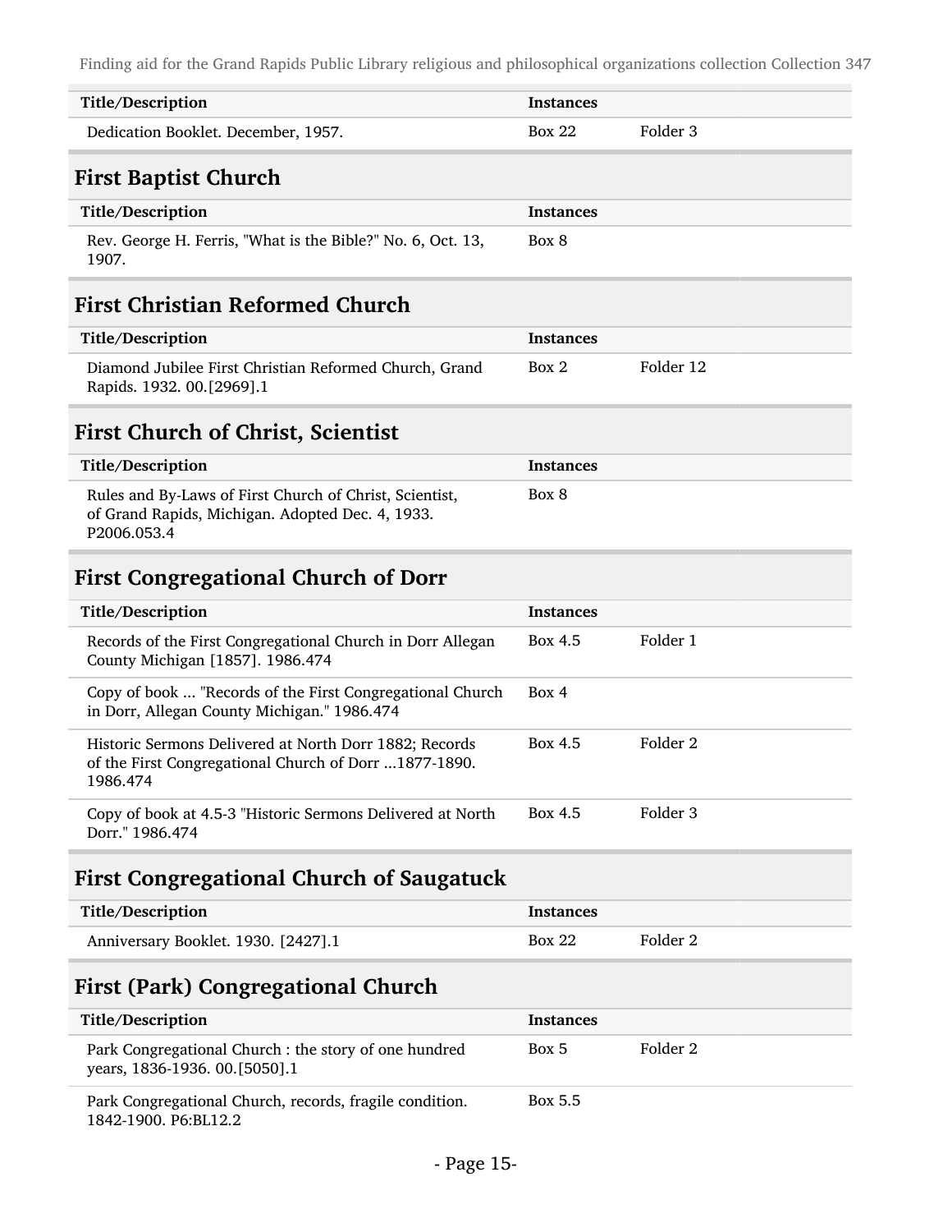| Title/Description | Instances | |
|---|---|---|
| Dedication Booklet. December, 1957. | Box 22 | Folder 3 |

## First Baptist Church

| Title/Description | Instances | |
|---|---|---|
| Rev. George H. Ferris, "What is the Bible?" No. 6, Oct. 13, 1907. | Box 8 | |

## First Christian Reformed Church

| Title/Description | Instances | |
|---|---|---|
| Diamond Jubilee First Christian Reformed Church, Grand Rapids. 1932. 00.[2969].1 | Box 2 | Folder 12 |

## First Church of Christ, Scientist

| Title/Description | Instances | |
|---|---|---|
| Rules and By-Laws of First Church of Christ, Scientist, of Grand Rapids, Michigan. Adopted Dec. 4, 1933. P2006.053.4 | Box 8 | |

## First Congregational Church of Dorr

| Title/Description | Instances | |
|---|---|---|
| Records of the First Congregational Church in Dorr Allegan County Michigan [1857]. 1986.474 | Box 4.5 | Folder 1 |
| Copy of book ... "Records of the First Congregational Church in Dorr, Allegan County Michigan." 1986.474 | Box 4 | |
| Historic Sermons Delivered at North Dorr 1882; Records of the First Congregational Church of Dorr ...1877-1890. 1986.474 | Box 4.5 | Folder 2 |
| Copy of book at 4.5-3 "Historic Sermons Delivered at North Dorr." 1986.474 | Box 4.5 | Folder 3 |

## First Congregational Church of Saugatuck

| Title/Description | Instances | |
|---|---|---|
| Anniversary Booklet. 1930. [2427].1 | Box 22 | Folder 2 |

## First (Park) Congregational Church

| Title/Description | Instances | |
|---|---|---|
| Park Congregational Church : the story of one hundred years, 1836-1936. 00.[5050].1 | Box 5 | Folder 2 |
| Park Congregational Church, records, fragile condition. 1842-1900. P6:BL12.2 | Box 5.5 | |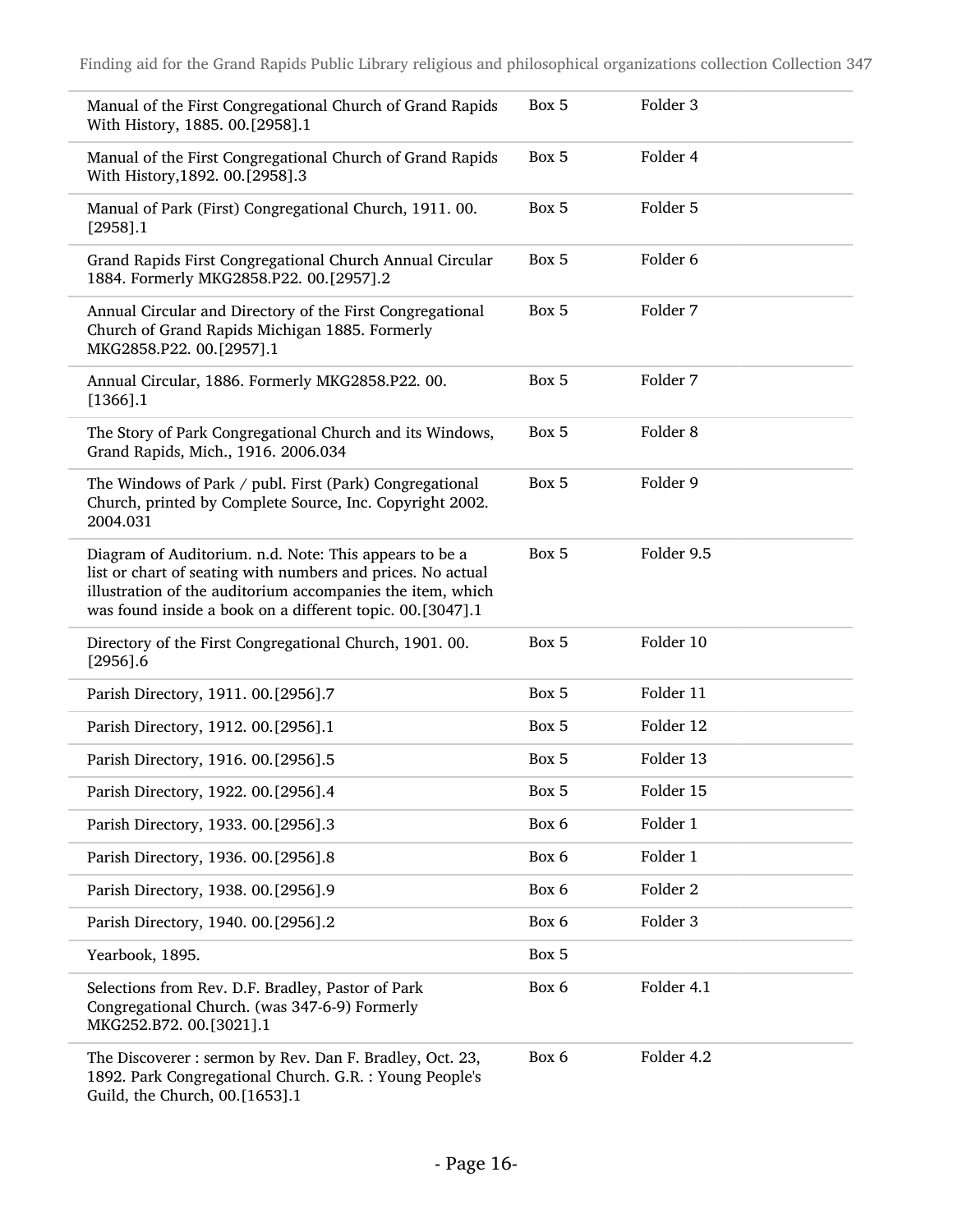| | | |
|---|---|---|
| Manual of the First Congregational Church of Grand Rapids With History, 1885. 00.[2958].1 | Box 5 | Folder 3 |
| Manual of the First Congregational Church of Grand Rapids With History,1892. 00.[2958].3 | Box 5 | Folder 4 |
| Manual of Park (First) Congregational Church, 1911. 00.[2958].1 | Box 5 | Folder 5 |
| Grand Rapids First Congregational Church Annual Circular 1884. Formerly MKG2858.P22. 00.[2957].2 | Box 5 | Folder 6 |
| Annual Circular and Directory of the First Congregational Church of Grand Rapids Michigan 1885. Formerly MKG2858.P22. 00.[2957].1 | Box 5 | Folder 7 |
| Annual Circular, 1886. Formerly MKG2858.P22. 00.[1366].1 | Box 5 | Folder 7 |
| The Story of Park Congregational Church and its Windows, Grand Rapids, Mich., 1916. 2006.034 | Box 5 | Folder 8 |
| The Windows of Park / publ. First (Park) Congregational Church, printed by Complete Source, Inc. Copyright 2002. 2004.031 | Box 5 | Folder 9 |
| Diagram of Auditorium. n.d. Note: This appears to be a list or chart of seating with numbers and prices. No actual illustration of the auditorium accompanies the item, which was found inside a book on a different topic. 00.[3047].1 | Box 5 | Folder 9.5 |
| Directory of the First Congregational Church, 1901. 00.[2956].6 | Box 5 | Folder 10 |
| Parish Directory, 1911. 00.[2956].7 | Box 5 | Folder 11 |
| Parish Directory, 1912. 00.[2956].1 | Box 5 | Folder 12 |
| Parish Directory, 1916. 00.[2956].5 | Box 5 | Folder 13 |
| Parish Directory, 1922. 00.[2956].4 | Box 5 | Folder 15 |
| Parish Directory, 1933. 00.[2956].3 | Box 6 | Folder 1 |
| Parish Directory, 1936. 00.[2956].8 | Box 6 | Folder 1 |
| Parish Directory, 1938. 00.[2956].9 | Box 6 | Folder 2 |
| Parish Directory, 1940. 00.[2956].2 | Box 6 | Folder 3 |
| Yearbook, 1895. | Box 5 | |
| Selections from Rev. D.F. Bradley, Pastor of Park Congregational Church. (was 347-6-9) Formerly MKG252.B72. 00.[3021].1 | Box 6 | Folder 4.1 |
| The Discoverer : sermon by Rev. Dan F. Bradley, Oct. 23, 1892. Park Congregational Church. G.R. : Young People's Guild, the Church, 00.[1653].1 | Box 6 | Folder 4.2 |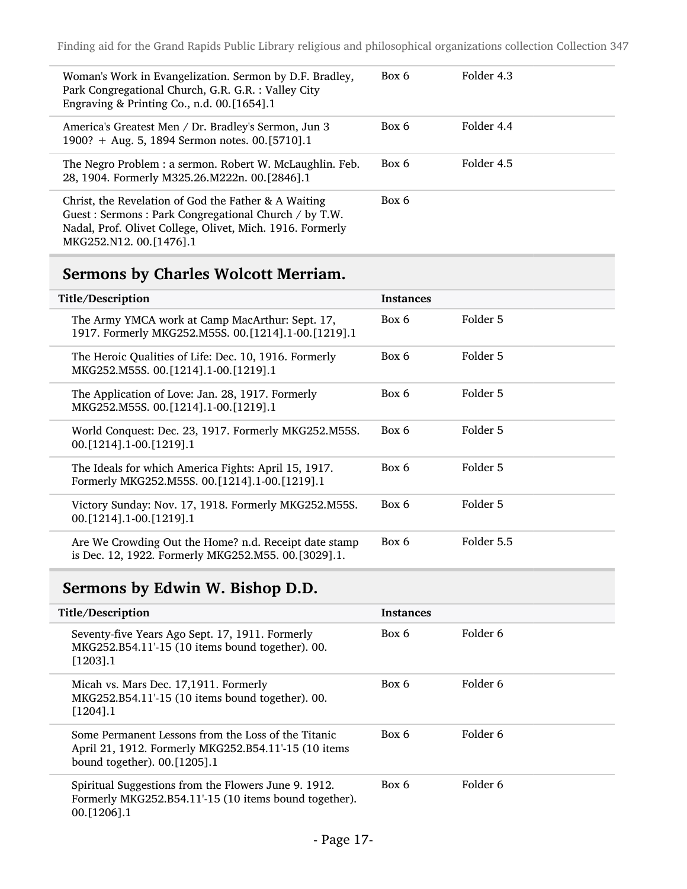| | | |
|---|---|---|
| Woman's Work in Evangelization. Sermon by D.F. Bradley, Park Congregational Church, G.R. G.R. : Valley City Engraving & Printing Co., n.d. 00.[1654].1 | Box 6 | Folder 4.3 |
| America's Greatest Men / Dr. Bradley's Sermon, Jun 3 1900? + Aug. 5, 1894 Sermon notes. 00.[5710].1 | Box 6 | Folder 4.4 |
| The Negro Problem : a sermon. Robert W. McLaughlin. Feb. 28, 1904. Formerly M325.26.M222n. 00.[2846].1 | Box 6 | Folder 4.5 |
| Christ, the Revelation of God the Father & A Waiting Guest : Sermons : Park Congregational Church / by T.W. Nadal, Prof. Olivet College, Olivet, Mich. 1916. Formerly MKG252.N12. 00.[1476].1 | Box 6 | |

## Sermons by Charles Wolcott Merriam.

| Title/Description | Instances | |
|---|---|---|
| The Army YMCA work at Camp MacArthur: Sept. 17, 1917. Formerly MKG252.M55S. 00.[1214].1-00.[1219].1 | Box 6 | Folder 5 |
| The Heroic Qualities of Life: Dec. 10, 1916. Formerly MKG252.M55S. 00.[1214].1-00.[1219].1 | Box 6 | Folder 5 |
| The Application of Love: Jan. 28, 1917. Formerly MKG252.M55S. 00.[1214].1-00.[1219].1 | Box 6 | Folder 5 |
| World Conquest: Dec. 23, 1917. Formerly MKG252.M55S. 00.[1214].1-00.[1219].1 | Box 6 | Folder 5 |
| The Ideals for which America Fights: April 15, 1917. Formerly MKG252.M55S. 00.[1214].1-00.[1219].1 | Box 6 | Folder 5 |
| Victory Sunday: Nov. 17, 1918. Formerly MKG252.M55S. 00.[1214].1-00.[1219].1 | Box 6 | Folder 5 |
| Are We Crowding Out the Home? n.d. Receipt date stamp is Dec. 12, 1922. Formerly MKG252.M55. 00.[3029].1. | Box 6 | Folder 5.5 |

## Sermons by Edwin W. Bishop D.D.

| Title/Description | Instances | |
|---|---|---|
| Seventy-five Years Ago Sept. 17, 1911. Formerly MKG252.B54.11'-15 (10 items bound together). 00.[1203].1 | Box 6 | Folder 6 |
| Micah vs. Mars Dec. 17,1911. Formerly MKG252.B54.11'-15 (10 items bound together). 00.[1204].1 | Box 6 | Folder 6 |
| Some Permanent Lessons from the Loss of the Titanic April 21, 1912. Formerly MKG252.B54.11'-15 (10 items bound together). 00.[1205].1 | Box 6 | Folder 6 |
| Spiritual Suggestions from the Flowers June 9. 1912. Formerly MKG252.B54.11'-15 (10 items bound together). 00.[1206].1 | Box 6 | Folder 6 |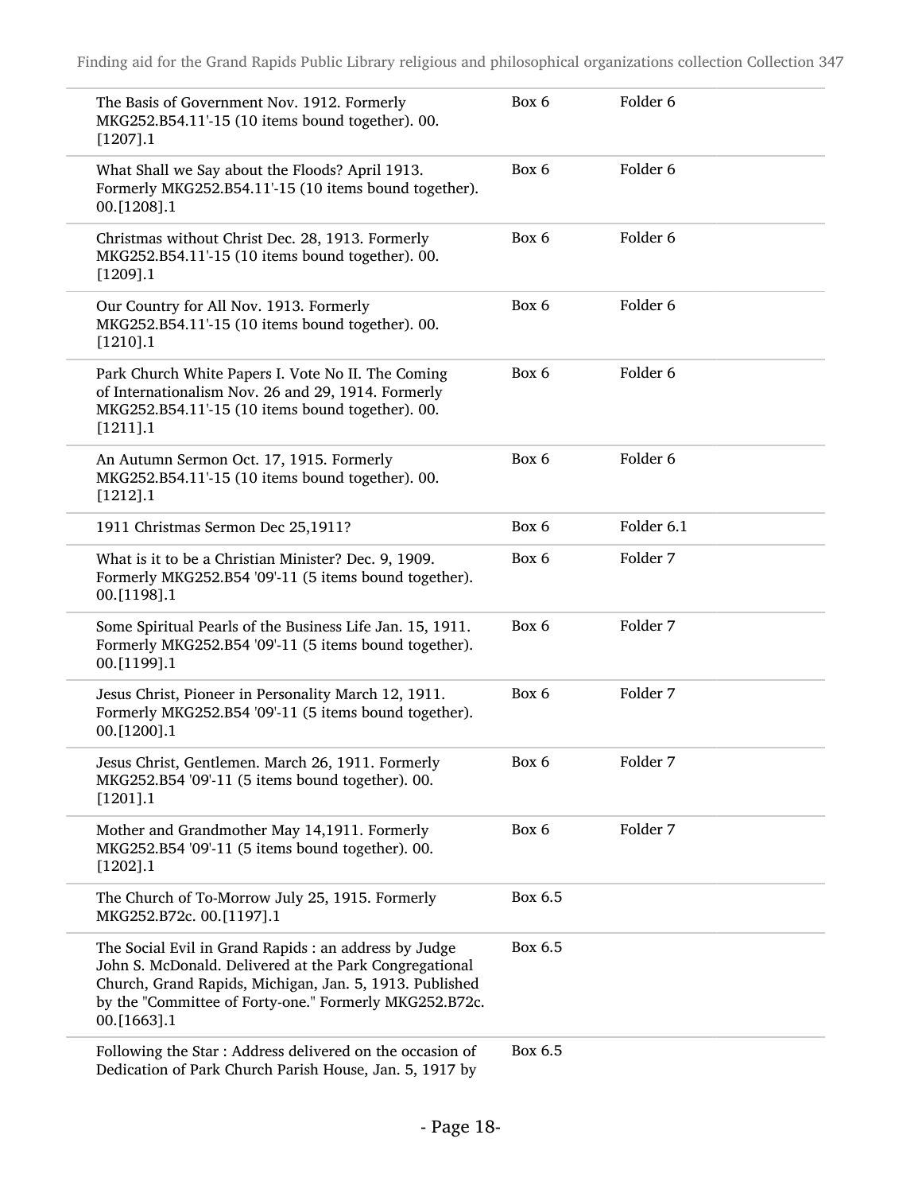| | | |
|---|---|---|
| The Basis of Government Nov. 1912. Formerly MKG252.B54.11'-15 (10 items bound together). 00.[1207].1 | Box 6 | Folder 6 |
| What Shall we Say about the Floods? April 1913. Formerly MKG252.B54.11'-15 (10 items bound together). 00.[1208].1 | Box 6 | Folder 6 |
| Christmas without Christ Dec. 28, 1913. Formerly MKG252.B54.11'-15 (10 items bound together). 00.[1209].1 | Box 6 | Folder 6 |
| Our Country for All Nov. 1913. Formerly MKG252.B54.11'-15 (10 items bound together). 00.[1210].1 | Box 6 | Folder 6 |
| Park Church White Papers I. Vote No II. The Coming of Internationalism Nov. 26 and 29, 1914. Formerly MKG252.B54.11'-15 (10 items bound together). 00.[1211].1 | Box 6 | Folder 6 |
| An Autumn Sermon Oct. 17, 1915. Formerly MKG252.B54.11'-15 (10 items bound together). 00.[1212].1 | Box 6 | Folder 6 |
| 1911 Christmas Sermon Dec 25,1911? | Box 6 | Folder 6.1 |
| What is it to be a Christian Minister? Dec. 9, 1909. Formerly MKG252.B54 '09'-11 (5 items bound together). 00.[1198].1 | Box 6 | Folder 7 |
| Some Spiritual Pearls of the Business Life Jan. 15, 1911. Formerly MKG252.B54 '09'-11 (5 items bound together). 00.[1199].1 | Box 6 | Folder 7 |
| Jesus Christ, Pioneer in Personality March 12, 1911. Formerly MKG252.B54 '09'-11 (5 items bound together). 00.[1200].1 | Box 6 | Folder 7 |
| Jesus Christ, Gentlemen. March 26, 1911. Formerly MKG252.B54 '09'-11 (5 items bound together). 00.[1201].1 | Box 6 | Folder 7 |
| Mother and Grandmother May 14,1911. Formerly MKG252.B54 '09'-11 (5 items bound together). 00.[1202].1 | Box 6 | Folder 7 |
| The Church of To-Morrow July 25, 1915. Formerly MKG252.B72c. 00.[1197].1 | Box 6.5 | |
| The Social Evil in Grand Rapids : an address by Judge John S. McDonald. Delivered at the Park Congregational Church, Grand Rapids, Michigan, Jan. 5, 1913. Published by the "Committee of Forty-one." Formerly MKG252.B72c. 00.[1663].1 | Box 6.5 | |
| Following the Star : Address delivered on the occasion of Dedication of Park Church Parish House, Jan. 5, 1917 by | Box 6.5 | |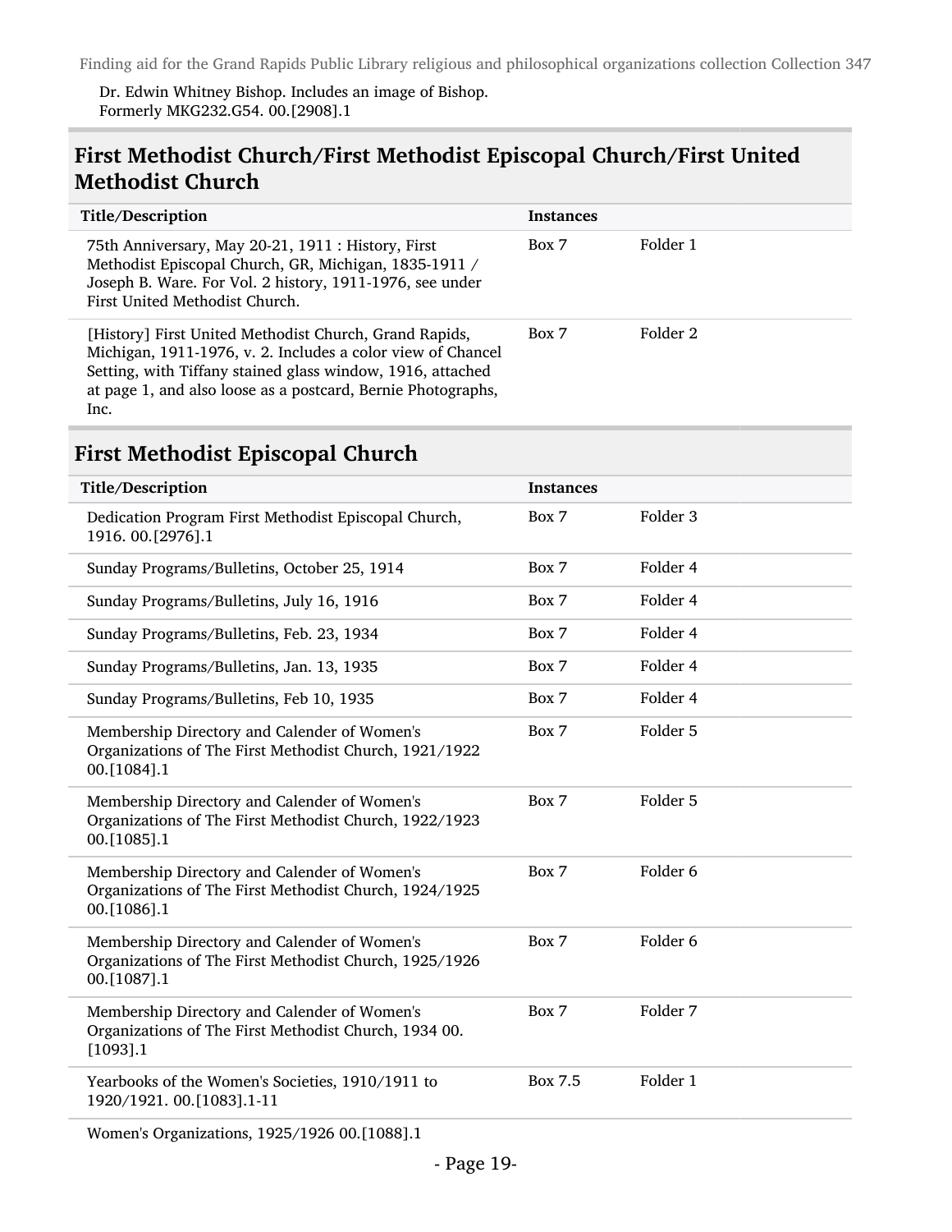Dr. Edwin Whitney Bishop. Includes an image of Bishop. Formerly MKG232.G54. 00.[2908].1

## First Methodist Church/First Methodist Episcopal Church/First United Methodist Church

| Title/Description | Instances | |
| --- | --- | --- |
| 75th Anniversary, May 20-21, 1911 : History, First Methodist Episcopal Church, GR, Michigan, 1835-1911 / Joseph B. Ware. For Vol. 2 history, 1911-1976, see under First United Methodist Church. | Box 7 | Folder 1 |
| [History] First United Methodist Church, Grand Rapids, Michigan, 1911-1976, v. 2. Includes a color view of Chancel Setting, with Tiffany stained glass window, 1916, attached at page 1, and also loose as a postcard, Bernie Photographs, Inc. | Box 7 | Folder 2 |

## First Methodist Episcopal Church

| Title/Description | Instances | |
| --- | --- | --- |
| Dedication Program First Methodist Episcopal Church, 1916. 00.[2976].1 | Box 7 | Folder 3 |
| Sunday Programs/Bulletins, October 25, 1914 | Box 7 | Folder 4 |
| Sunday Programs/Bulletins, July 16, 1916 | Box 7 | Folder 4 |
| Sunday Programs/Bulletins, Feb. 23, 1934 | Box 7 | Folder 4 |
| Sunday Programs/Bulletins, Jan. 13, 1935 | Box 7 | Folder 4 |
| Sunday Programs/Bulletins, Feb 10, 1935 | Box 7 | Folder 4 |
| Membership Directory and Calender of Women's Organizations of The First Methodist Church, 1921/1922 00.[1084].1 | Box 7 | Folder 5 |
| Membership Directory and Calender of Women's Organizations of The First Methodist Church, 1922/1923 00.[1085].1 | Box 7 | Folder 5 |
| Membership Directory and Calender of Women's Organizations of The First Methodist Church, 1924/1925 00.[1086].1 | Box 7 | Folder 6 |
| Membership Directory and Calender of Women's Organizations of The First Methodist Church, 1925/1926 00.[1087].1 | Box 7 | Folder 6 |
| Membership Directory and Calender of Women's Organizations of The First Methodist Church, 1934 00.[1093].1 | Box 7 | Folder 7 |
| Yearbooks of the Women's Societies, 1910/1911 to 1920/1921. 00.[1083].1-11 | Box 7.5 | Folder 1 |
| Women's Organizations, 1925/1926 00.[1088].1 | | |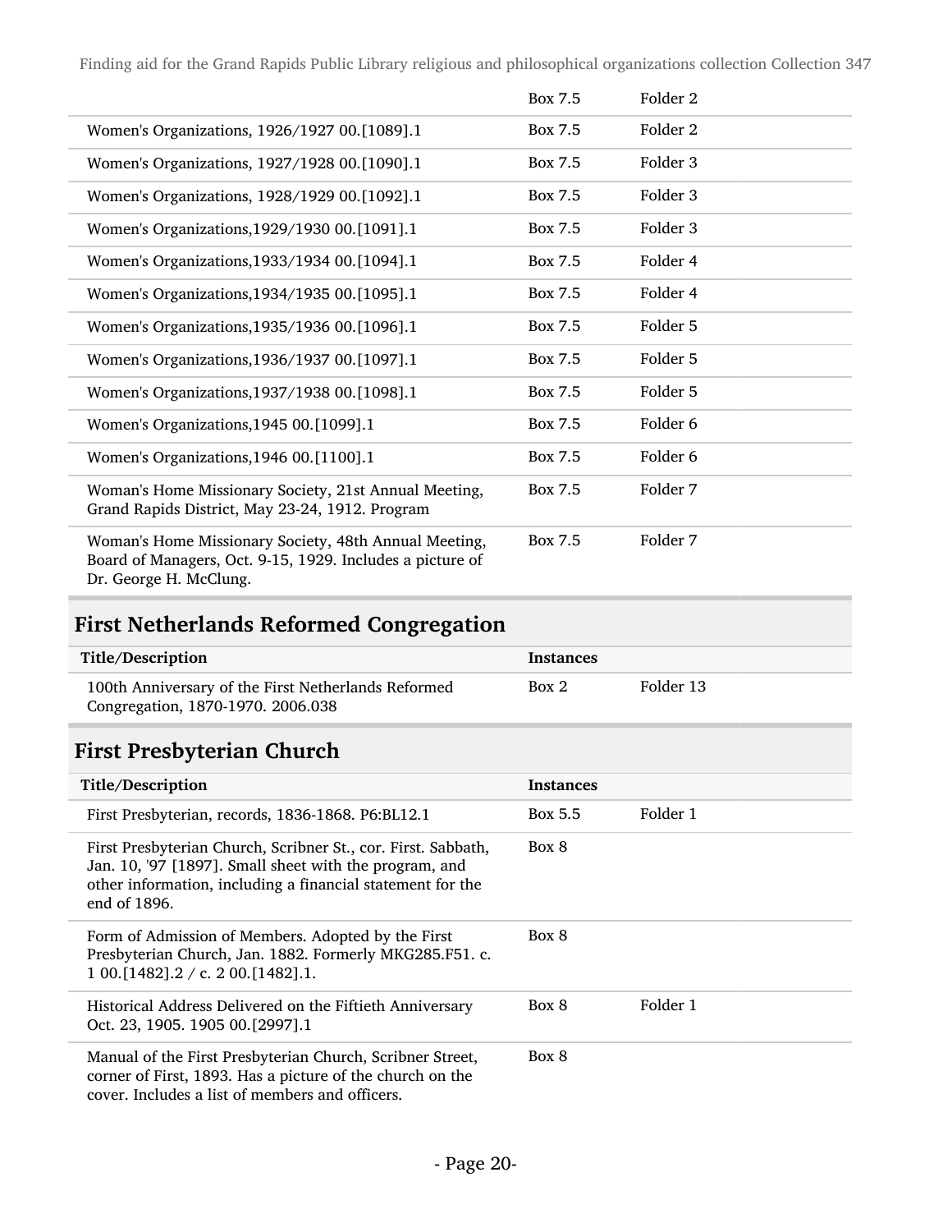| | | |
|---|---|---|
| | Box 7.5 | Folder 2 |
| Women's Organizations, 1926/1927 00.[1089].1 | Box 7.5 | Folder 2 |
| Women's Organizations, 1927/1928 00.[1090].1 | Box 7.5 | Folder 3 |
| Women's Organizations, 1928/1929 00.[1092].1 | Box 7.5 | Folder 3 |
| Women's Organizations,1929/1930 00.[1091].1 | Box 7.5 | Folder 3 |
| Women's Organizations,1933/1934 00.[1094].1 | Box 7.5 | Folder 4 |
| Women's Organizations,1934/1935 00.[1095].1 | Box 7.5 | Folder 4 |
| Women's Organizations,1935/1936 00.[1096].1 | Box 7.5 | Folder 5 |
| Women's Organizations,1936/1937 00.[1097].1 | Box 7.5 | Folder 5 |
| Women's Organizations,1937/1938 00.[1098].1 | Box 7.5 | Folder 5 |
| Women's Organizations,1945 00.[1099].1 | Box 7.5 | Folder 6 |
| Women's Organizations,1946 00.[1100].1 | Box 7.5 | Folder 6 |
| Woman's Home Missionary Society, 21st Annual Meeting, Grand Rapids District, May 23-24, 1912. Program | Box 7.5 | Folder 7 |
| Woman's Home Missionary Society, 48th Annual Meeting, Board of Managers, Oct. 9-15, 1929. Includes a picture of Dr. George H. McClung. | Box 7.5 | Folder 7 |

## First Netherlands Reformed Congregation

| Title/Description | Instances | |
|---|---|---|
| 100th Anniversary of the First Netherlands Reformed Congregation, 1870-1970. 2006.038 | Box 2 | Folder 13 |

## First Presbyterian Church

| Title/Description | Instances | |
|---|---|---|
| First Presbyterian, records, 1836-1868. P6:BL12.1 | Box 5.5 | Folder 1 |
| First Presbyterian Church, Scribner St., cor. First. Sabbath, Jan. 10, '97 [1897]. Small sheet with the program, and other information, including a financial statement for the end of 1896. | Box 8 | |
| Form of Admission of Members. Adopted by the First Presbyterian Church, Jan. 1882. Formerly MKG285.F51. c. 1 00.[1482].2 / c. 2 00.[1482].1. | Box 8 | |
| Historical Address Delivered on the Fiftieth Anniversary Oct. 23, 1905. 1905 00.[2997].1 | Box 8 | Folder 1 |
| Manual of the First Presbyterian Church, Scribner Street, corner of First, 1893. Has a picture of the church on the cover. Includes a list of members and officers. | Box 8 | |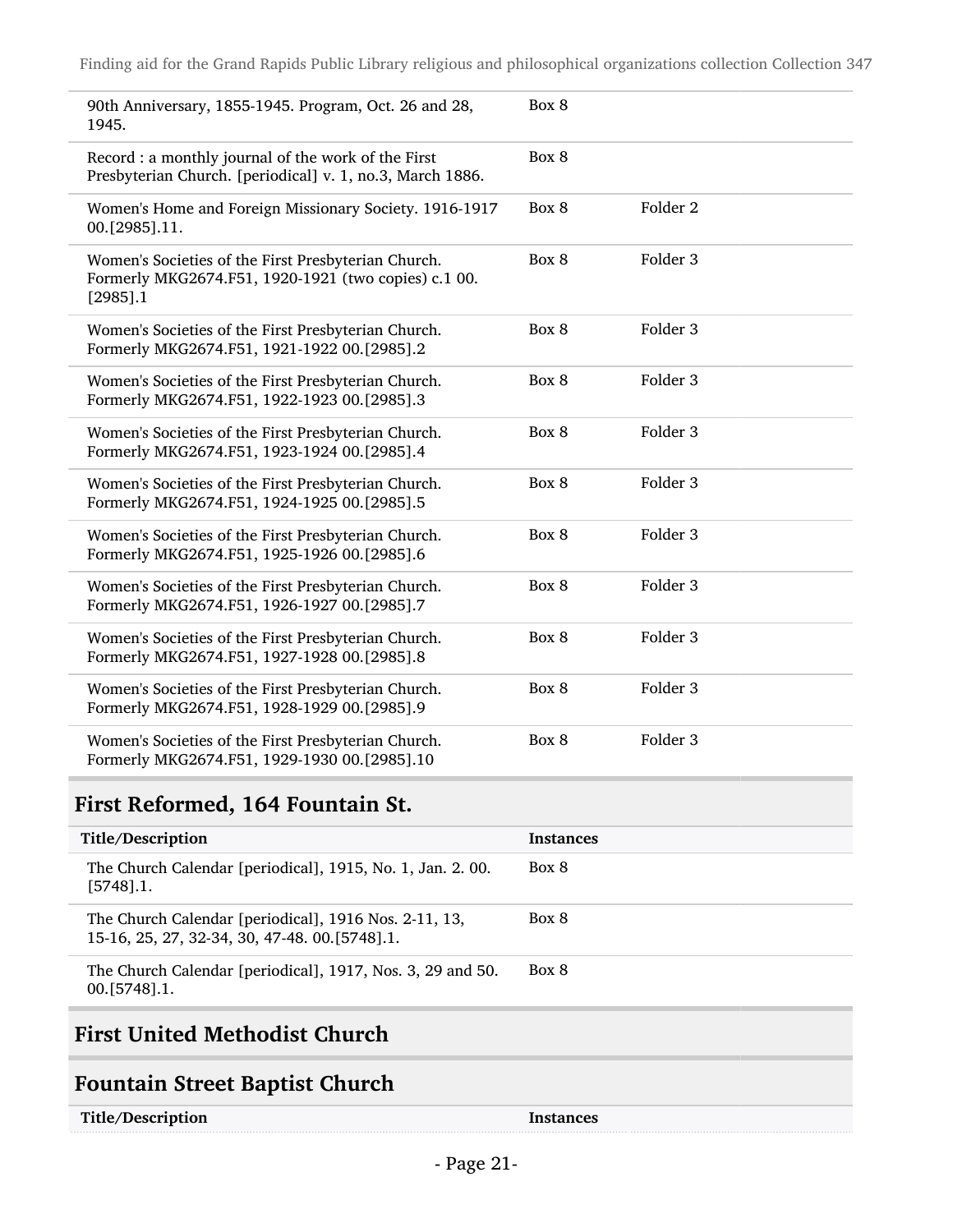| | | |
|---|---|---|
| 90th Anniversary, 1855-1945. Program, Oct. 26 and 28, 1945. | Box 8 | |
| Record : a monthly journal of the work of the First Presbyterian Church. [periodical] v. 1, no.3, March 1886. | Box 8 | |
| Women's Home and Foreign Missionary Society. 1916-1917 00.[2985].11. | Box 8 | Folder 2 |
| Women's Societies of the First Presbyterian Church. Formerly MKG2674.F51, 1920-1921 (two copies) c.1 00.[2985].1 | Box 8 | Folder 3 |
| Women's Societies of the First Presbyterian Church. Formerly MKG2674.F51, 1921-1922 00.[2985].2 | Box 8 | Folder 3 |
| Women's Societies of the First Presbyterian Church. Formerly MKG2674.F51, 1922-1923 00.[2985].3 | Box 8 | Folder 3 |
| Women's Societies of the First Presbyterian Church. Formerly MKG2674.F51, 1923-1924 00.[2985].4 | Box 8 | Folder 3 |
| Women's Societies of the First Presbyterian Church. Formerly MKG2674.F51, 1924-1925 00.[2985].5 | Box 8 | Folder 3 |
| Women's Societies of the First Presbyterian Church. Formerly MKG2674.F51, 1925-1926 00.[2985].6 | Box 8 | Folder 3 |
| Women's Societies of the First Presbyterian Church. Formerly MKG2674.F51, 1926-1927 00.[2985].7 | Box 8 | Folder 3 |
| Women's Societies of the First Presbyterian Church. Formerly MKG2674.F51, 1927-1928 00.[2985].8 | Box 8 | Folder 3 |
| Women's Societies of the First Presbyterian Church. Formerly MKG2674.F51, 1928-1929 00.[2985].9 | Box 8 | Folder 3 |
| Women's Societies of the First Presbyterian Church. Formerly MKG2674.F51, 1929-1930 00.[2985].10 | Box 8 | Folder 3 |

## First Reformed, 164 Fountain St.

| Title/Description | Instances |
|---|---|
| The Church Calendar [periodical], 1915, No. 1, Jan. 2. 00.[5748].1. | Box 8 |
| The Church Calendar [periodical], 1916 Nos. 2-11, 13, 15-16, 25, 27, 32-34, 30, 47-48. 00.[5748].1. | Box 8 |
| The Church Calendar [periodical], 1917, Nos. 3, 29 and 50. 00.[5748].1. | Box 8 |

## First United Methodist Church

## Fountain Street Baptist Church

| Title/Description | Instances |
|---|---|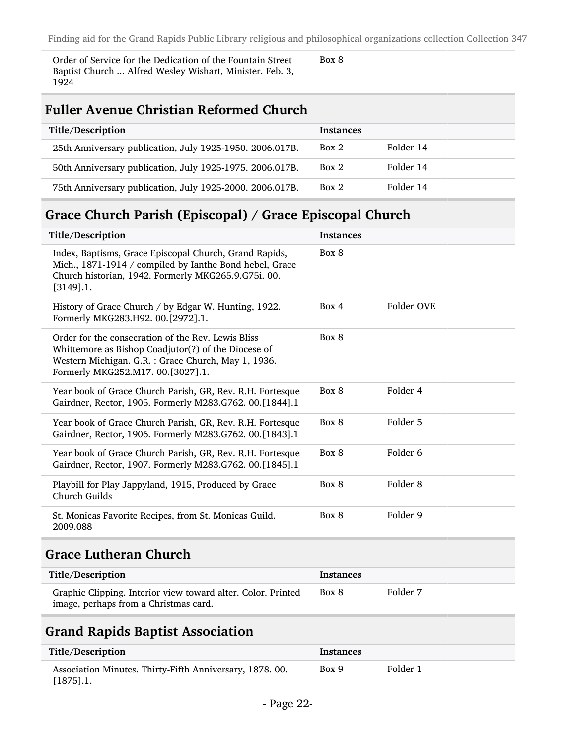| Title/Description | Instances | |
|---|---|---|
| Order of Service for the Dedication of the Fountain Street Baptist Church ... Alfred Wesley Wishart, Minister. Feb. 3, 1924 | Box 8 | |

## Fuller Avenue Christian Reformed Church

| Title/Description | Instances | |
|---|---|---|
| 25th Anniversary publication, July 1925-1950. 2006.017B. | Box 2 | Folder 14 |
| 50th Anniversary publication, July 1925-1975. 2006.017B. | Box 2 | Folder 14 |
| 75th Anniversary publication, July 1925-2000. 2006.017B. | Box 2 | Folder 14 |

## Grace Church Parish (Episcopal) / Grace Episcopal Church

| Title/Description | Instances | |
|---|---|---|
| Index, Baptisms, Grace Episcopal Church, Grand Rapids, Mich., 1871-1914 / compiled by Ianthe Bond hebel, Grace Church historian, 1942. Formerly MKG265.9.G75i. 00.[3149].1. | Box 8 | |
| History of Grace Church / by Edgar W. Hunting, 1922. Formerly MKG283.H92. 00.[2972].1. | Box 4 | Folder OVE |
| Order for the consecration of the Rev. Lewis Bliss Whittemore as Bishop Coadjutor(?) of the Diocese of Western Michigan. G.R. : Grace Church, May 1, 1936. Formerly MKG252.M17. 00.[3027].1. | Box 8 | |
| Year book of Grace Church Parish, GR, Rev. R.H. Fortesque Gairdner, Rector, 1905. Formerly M283.G762. 00.[1844].1 | Box 8 | Folder 4 |
| Year book of Grace Church Parish, GR, Rev. R.H. Fortesque Gairdner, Rector, 1906. Formerly M283.G762. 00.[1843].1 | Box 8 | Folder 5 |
| Year book of Grace Church Parish, GR, Rev. R.H. Fortesque Gairdner, Rector, 1907. Formerly M283.G762. 00.[1845].1 | Box 8 | Folder 6 |
| Playbill for Play Jappyland, 1915, Produced by Grace Church Guilds | Box 8 | Folder 8 |
| St. Monicas Favorite Recipes, from St. Monicas Guild. 2009.088 | Box 8 | Folder 9 |

## Grace Lutheran Church

| Title/Description | Instances | |
|---|---|---|
| Graphic Clipping. Interior view toward alter. Color. Printed image, perhaps from a Christmas card. | Box 8 | Folder 7 |

## Grand Rapids Baptist Association

| Title/Description | Instances | |
|---|---|---|
| Association Minutes. Thirty-Fifth Anniversary, 1878. 00.[1875].1. | Box 9 | Folder 1 |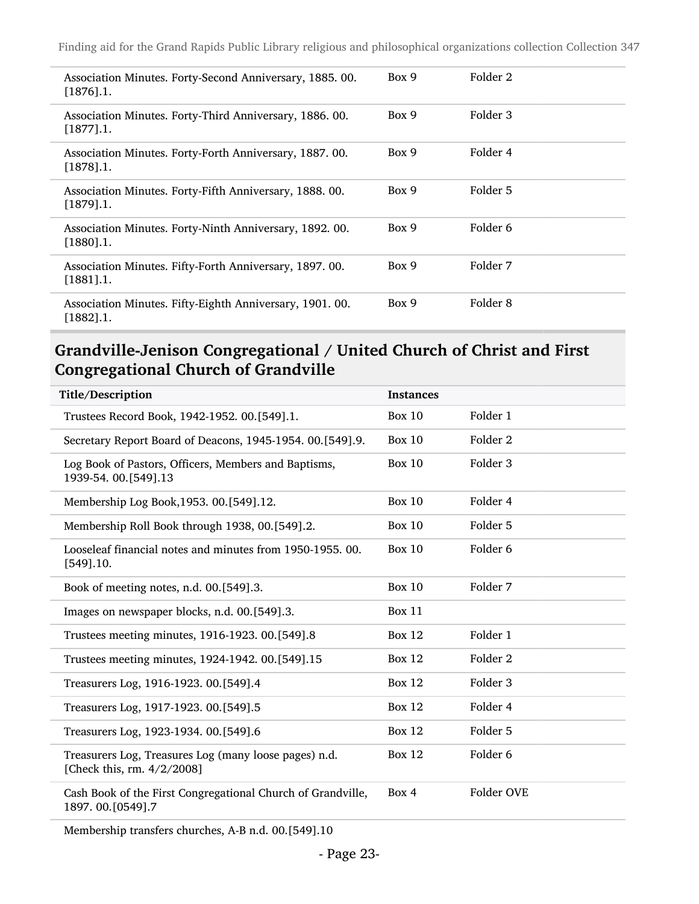| | | |
|---|---|---|
| Association Minutes. Forty-Second Anniversary, 1885. 00.[1876].1. | Box 9 | Folder 2 |
| Association Minutes. Forty-Third Anniversary, 1886. 00.[1877].1. | Box 9 | Folder 3 |
| Association Minutes. Forty-Forth Anniversary, 1887. 00.[1878].1. | Box 9 | Folder 4 |
| Association Minutes. Forty-Fifth Anniversary, 1888. 00.[1879].1. | Box 9 | Folder 5 |
| Association Minutes. Forty-Ninth Anniversary, 1892. 00.[1880].1. | Box 9 | Folder 6 |
| Association Minutes. Fifty-Forth Anniversary, 1897. 00.[1881].1. | Box 9 | Folder 7 |
| Association Minutes. Fifty-Eighth Anniversary, 1901. 00.[1882].1. | Box 9 | Folder 8 |

## Grandville-Jenison Congregational / United Church of Christ and First Congregational Church of Grandville

| Title/Description | Instances | |
|---|---|---|
| Trustees Record Book, 1942-1952. 00.[549].1. | Box 10 | Folder 1 |
| Secretary Report Board of Deacons, 1945-1954. 00.[549].9. | Box 10 | Folder 2 |
| Log Book of Pastors, Officers, Members and Baptisms, 1939-54. 00.[549].13 | Box 10 | Folder 3 |
| Membership Log Book,1953. 00.[549].12. | Box 10 | Folder 4 |
| Membership Roll Book through 1938, 00.[549].2. | Box 10 | Folder 5 |
| Looseleaf financial notes and minutes from 1950-1955. 00.[549].10. | Box 10 | Folder 6 |
| Book of meeting notes, n.d. 00.[549].3. | Box 10 | Folder 7 |
| Images on newspaper blocks, n.d. 00.[549].3. | Box 11 | |
| Trustees meeting minutes, 1916-1923. 00.[549].8 | Box 12 | Folder 1 |
| Trustees meeting minutes, 1924-1942. 00.[549].15 | Box 12 | Folder 2 |
| Treasurers Log, 1916-1923. 00.[549].4 | Box 12 | Folder 3 |
| Treasurers Log, 1917-1923. 00.[549].5 | Box 12 | Folder 4 |
| Treasurers Log, 1923-1934. 00.[549].6 | Box 12 | Folder 5 |
| Treasurers Log, Treasures Log (many loose pages) n.d. [Check this, rm. 4/2/2008] | Box 12 | Folder 6 |
| Cash Book of the First Congregational Church of Grandville, 1897. 00.[0549].7 | Box 4 | Folder OVE |
| Membership transfers churches, A-B n.d. 00.[549].10 | | |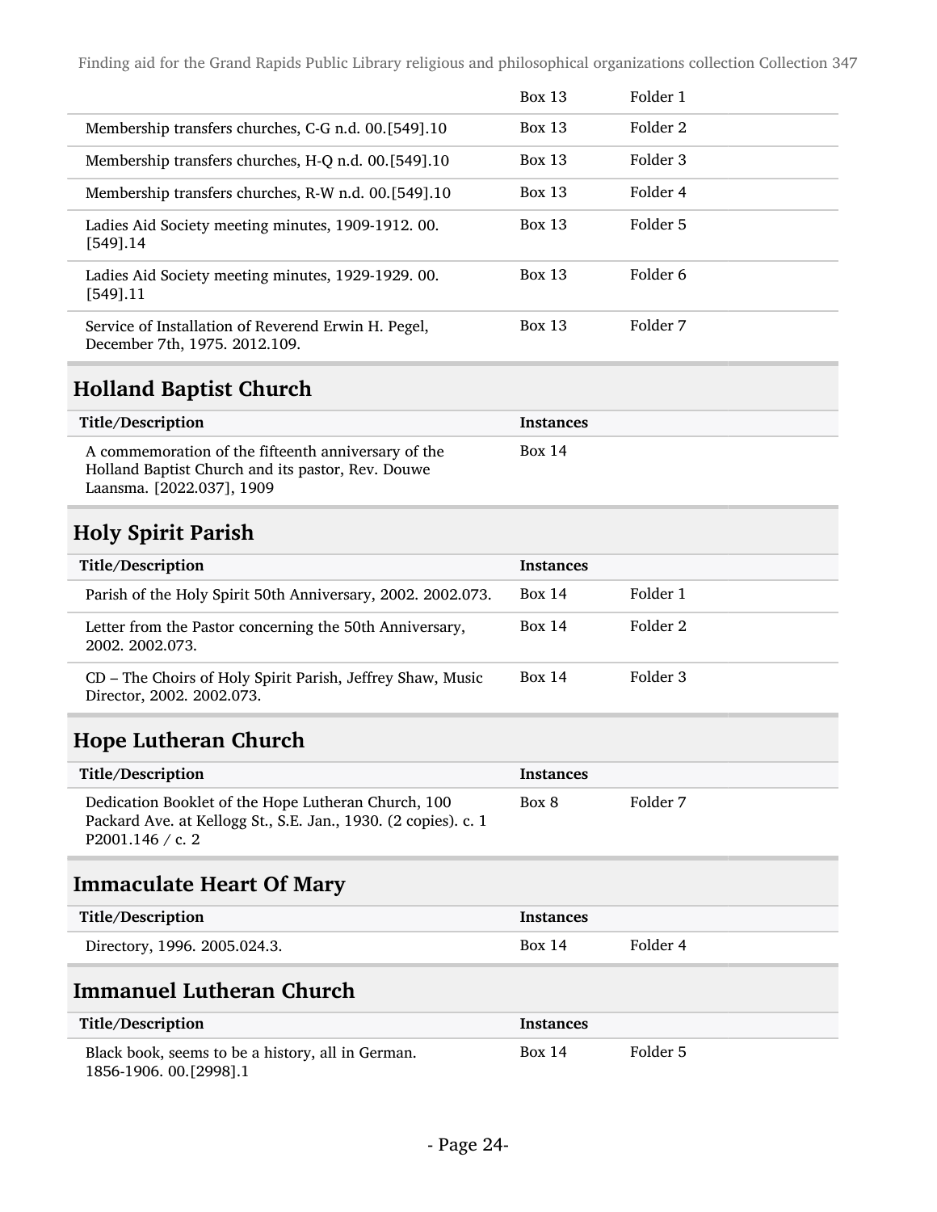| | Box 13 | Folder 1 |
|---|---|---|
| Membership transfers churches, C-G n.d. 00.[549].10 | Box 13 | Folder 2 |
| Membership transfers churches, H-Q n.d. 00.[549].10 | Box 13 | Folder 3 |
| Membership transfers churches, R-W n.d. 00.[549].10 | Box 13 | Folder 4 |
| Ladies Aid Society meeting minutes, 1909-1912. 00.[549].14 | Box 13 | Folder 5 |
| Ladies Aid Society meeting minutes, 1929-1929. 00.[549].11 | Box 13 | Folder 6 |
| Service of Installation of Reverend Erwin H. Pegel, December 7th, 1975. 2012.109. | Box 13 | Folder 7 |

## Holland Baptist Church

| Title/Description | Instances | |
|---|---|---|
| A commemoration of the fifteenth anniversary of the Holland Baptist Church and its pastor, Rev. Douwe Laansma. [2022.037], 1909 | Box 14 | |

## Holy Spirit Parish

| Title/Description | Instances | |
|---|---|---|
| Parish of the Holy Spirit 50th Anniversary, 2002. 2002.073. | Box 14 | Folder 1 |
| Letter from the Pastor concerning the 50th Anniversary, 2002. 2002.073. | Box 14 | Folder 2 |
| CD – The Choirs of Holy Spirit Parish, Jeffrey Shaw, Music Director, 2002. 2002.073. | Box 14 | Folder 3 |

## Hope Lutheran Church

| Title/Description | Instances | |
|---|---|---|
| Dedication Booklet of the Hope Lutheran Church, 100 Packard Ave. at Kellogg St., S.E. Jan., 1930. (2 copies). c. 1 P2001.146 / c. 2 | Box 8 | Folder 7 |

## Immaculate Heart Of Mary

| Title/Description | Instances | |
|---|---|---|
| Directory, 1996. 2005.024.3. | Box 14 | Folder 4 |

## Immanuel Lutheran Church

| Title/Description | Instances | |
|---|---|---|
| Black book, seems to be a history, all in German. 1856-1906. 00.[2998].1 | Box 14 | Folder 5 |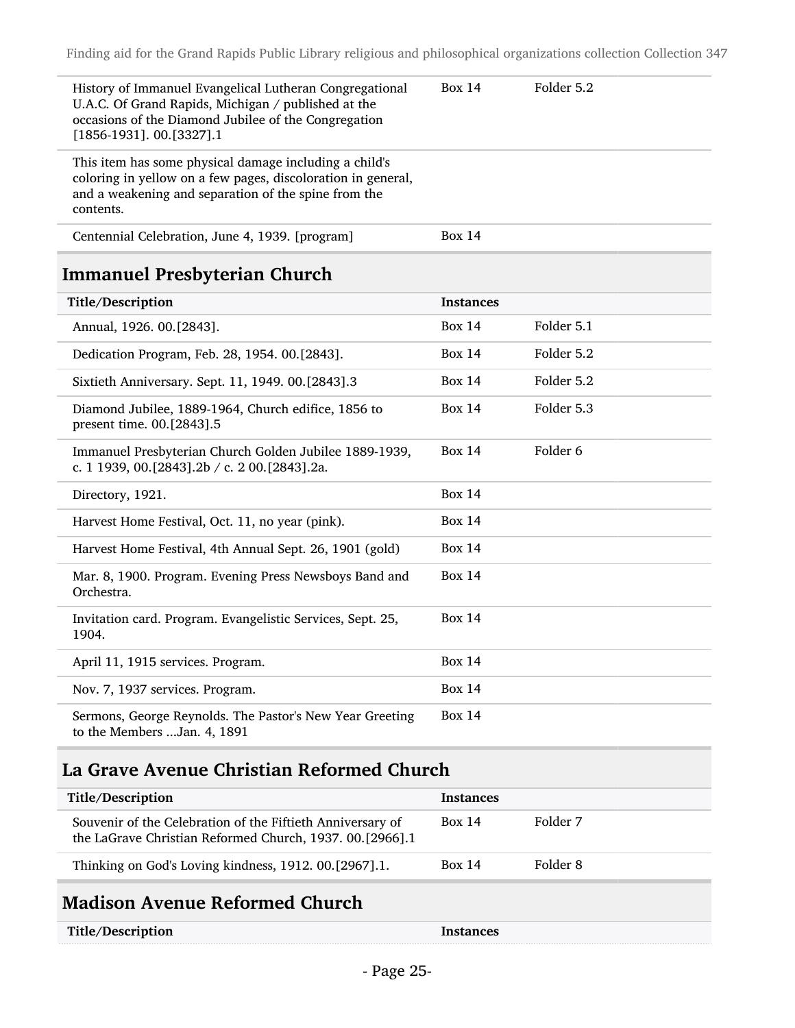| | | |
|---|---|---|
| History of Immanuel Evangelical Lutheran Congregational U.A.C. Of Grand Rapids, Michigan / published at the occasions of the Diamond Jubilee of the Congregation [1856-1931]. 00.[3327].1 | Box 14 | Folder 5.2 |
| This item has some physical damage including a child's coloring in yellow on a few pages, discoloration in general, and a weakening and separation of the spine from the contents. | | |
| Centennial Celebration, June 4, 1939. [program] | Box 14 | |

## Immanuel Presbyterian Church

| Title/Description | Instances | |
|---|---|---|
| Annual, 1926. 00.[2843]. | Box 14 | Folder 5.1 |
| Dedication Program, Feb. 28, 1954. 00.[2843]. | Box 14 | Folder 5.2 |
| Sixtieth Anniversary. Sept. 11, 1949. 00.[2843].3 | Box 14 | Folder 5.2 |
| Diamond Jubilee, 1889-1964, Church edifice, 1856 to present time. 00.[2843].5 | Box 14 | Folder 5.3 |
| Immanuel Presbyterian Church Golden Jubilee 1889-1939, c. 1 1939, 00.[2843].2b / c. 2 00.[2843].2a. | Box 14 | Folder 6 |
| Directory, 1921. | Box 14 | |
| Harvest Home Festival, Oct. 11, no year (pink). | Box 14 | |
| Harvest Home Festival, 4th Annual Sept. 26, 1901 (gold) | Box 14 | |
| Mar. 8, 1900. Program. Evening Press Newsboys Band and Orchestra. | Box 14 | |
| Invitation card. Program. Evangelistic Services, Sept. 25, 1904. | Box 14 | |
| April 11, 1915 services. Program. | Box 14 | |
| Nov. 7, 1937 services. Program. | Box 14 | |
| Sermons, George Reynolds. The Pastor's New Year Greeting to the Members ...Jan. 4, 1891 | Box 14 | |

## La Grave Avenue Christian Reformed Church

| Title/Description | Instances | |
|---|---|---|
| Souvenir of the Celebration of the Fiftieth Anniversary of the LaGrave Christian Reformed Church, 1937. 00.[2966].1 | Box 14 | Folder 7 |
| Thinking on God's Loving kindness, 1912. 00.[2967].1. | Box 14 | Folder 8 |

## Madison Avenue Reformed Church

| Title/Description | Instances |
|---|---|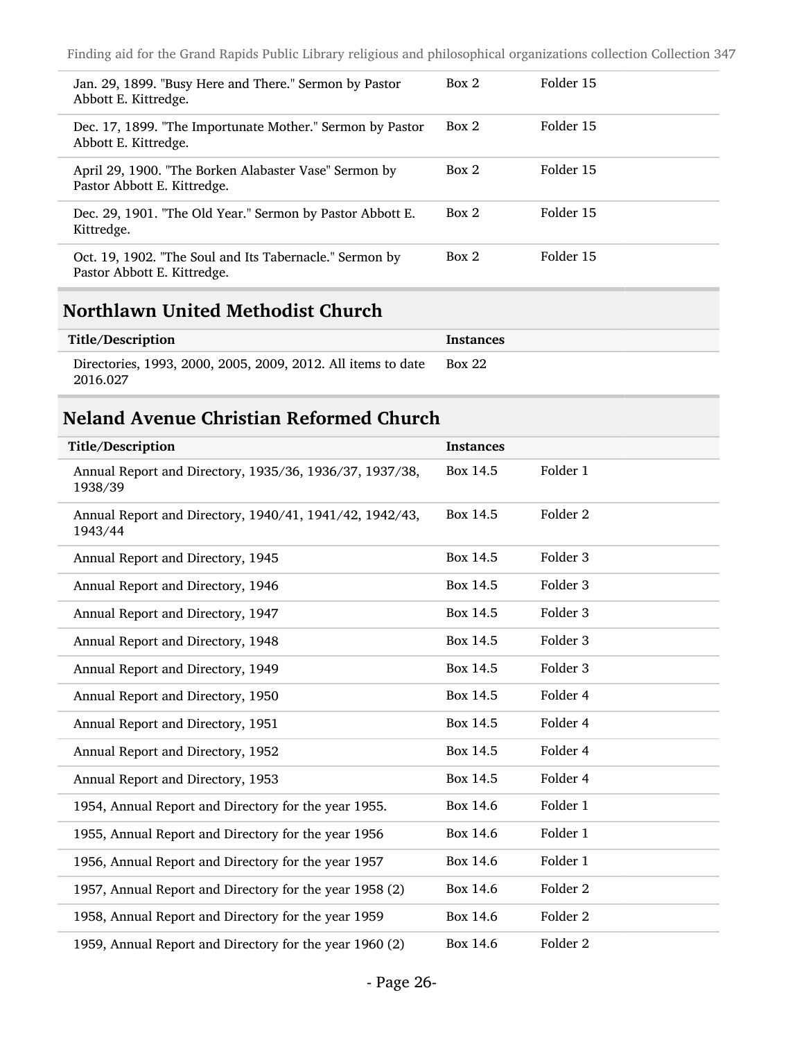| | | |
|---|---|---|
| Jan. 29, 1899. "Busy Here and There." Sermon by Pastor Abbott E. Kittredge. | Box 2 | Folder 15 |
| Dec. 17, 1899. "The Importunate Mother." Sermon by Pastor Abbott E. Kittredge. | Box 2 | Folder 15 |
| April 29, 1900. "The Borken Alabaster Vase" Sermon by Pastor Abbott E. Kittredge. | Box 2 | Folder 15 |
| Dec. 29, 1901. "The Old Year." Sermon by Pastor Abbott E. Kittredge. | Box 2 | Folder 15 |
| Oct. 19, 1902. "The Soul and Its Tabernacle." Sermon by Pastor Abbott E. Kittredge. | Box 2 | Folder 15 |

## Northlawn United Methodist Church

| Title/Description | Instances |
|---|---|
| Directories, 1993, 2000, 2005, 2009, 2012. All items to date 2016.027 | Box 22 |

## Neland Avenue Christian Reformed Church

| Title/Description | Instances | |
|---|---|---|
| Annual Report and Directory, 1935/36, 1936/37, 1937/38, 1938/39 | Box 14.5 | Folder 1 |
| Annual Report and Directory, 1940/41, 1941/42, 1942/43, 1943/44 | Box 14.5 | Folder 2 |
| Annual Report and Directory, 1945 | Box 14.5 | Folder 3 |
| Annual Report and Directory, 1946 | Box 14.5 | Folder 3 |
| Annual Report and Directory, 1947 | Box 14.5 | Folder 3 |
| Annual Report and Directory, 1948 | Box 14.5 | Folder 3 |
| Annual Report and Directory, 1949 | Box 14.5 | Folder 3 |
| Annual Report and Directory, 1950 | Box 14.5 | Folder 4 |
| Annual Report and Directory, 1951 | Box 14.5 | Folder 4 |
| Annual Report and Directory, 1952 | Box 14.5 | Folder 4 |
| Annual Report and Directory, 1953 | Box 14.5 | Folder 4 |
| 1954, Annual Report and Directory for the year 1955. | Box 14.6 | Folder 1 |
| 1955, Annual Report and Directory for the year 1956 | Box 14.6 | Folder 1 |
| 1956, Annual Report and Directory for the year 1957 | Box 14.6 | Folder 1 |
| 1957, Annual Report and Directory for the year 1958 (2) | Box 14.6 | Folder 2 |
| 1958, Annual Report and Directory for the year 1959 | Box 14.6 | Folder 2 |
| 1959, Annual Report and Directory for the year 1960 (2) | Box 14.6 | Folder 2 |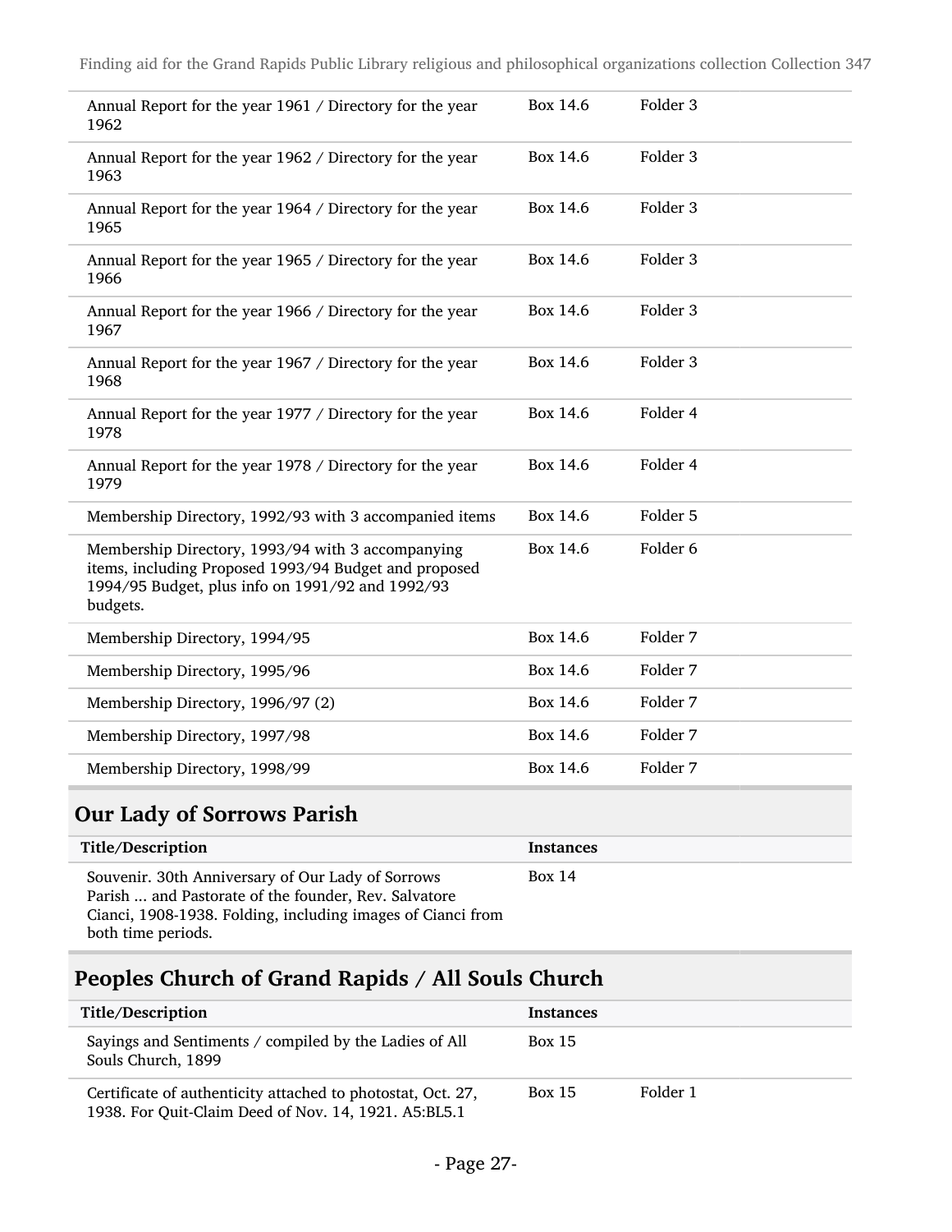| | | |
|---|---|---|
| Annual Report for the year 1961 / Directory for the year 1962 | Box 14.6 | Folder 3 |
| Annual Report for the year 1962 / Directory for the year 1963 | Box 14.6 | Folder 3 |
| Annual Report for the year 1964 / Directory for the year 1965 | Box 14.6 | Folder 3 |
| Annual Report for the year 1965 / Directory for the year 1966 | Box 14.6 | Folder 3 |
| Annual Report for the year 1966 / Directory for the year 1967 | Box 14.6 | Folder 3 |
| Annual Report for the year 1967 / Directory for the year 1968 | Box 14.6 | Folder 3 |
| Annual Report for the year 1977 / Directory for the year 1978 | Box 14.6 | Folder 4 |
| Annual Report for the year 1978 / Directory for the year 1979 | Box 14.6 | Folder 4 |
| Membership Directory, 1992/93 with 3 accompanied items | Box 14.6 | Folder 5 |
| Membership Directory, 1993/94 with 3 accompanying items, including Proposed 1993/94 Budget and proposed 1994/95 Budget, plus info on 1991/92 and 1992/93 budgets. | Box 14.6 | Folder 6 |
| Membership Directory, 1994/95 | Box 14.6 | Folder 7 |
| Membership Directory, 1995/96 | Box 14.6 | Folder 7 |
| Membership Directory, 1996/97 (2) | Box 14.6 | Folder 7 |
| Membership Directory, 1997/98 | Box 14.6 | Folder 7 |
| Membership Directory, 1998/99 | Box 14.6 | Folder 7 |

## Our Lady of Sorrows Parish

| Title/Description | Instances | |
|---|---|---|
| Souvenir. 30th Anniversary of Our Lady of Sorrows Parish ... and Pastorate of the founder, Rev. Salvatore Cianci, 1908-1938. Folding, including images of Cianci from both time periods. | Box 14 | |

## Peoples Church of Grand Rapids / All Souls Church

| Title/Description | Instances | |
|---|---|---|
| Sayings and Sentiments / compiled by the Ladies of All Souls Church, 1899 | Box 15 | |
| Certificate of authenticity attached to photostat, Oct. 27, 1938. For Quit-Claim Deed of Nov. 14, 1921. A5:BL5.1 | Box 15 | Folder 1 |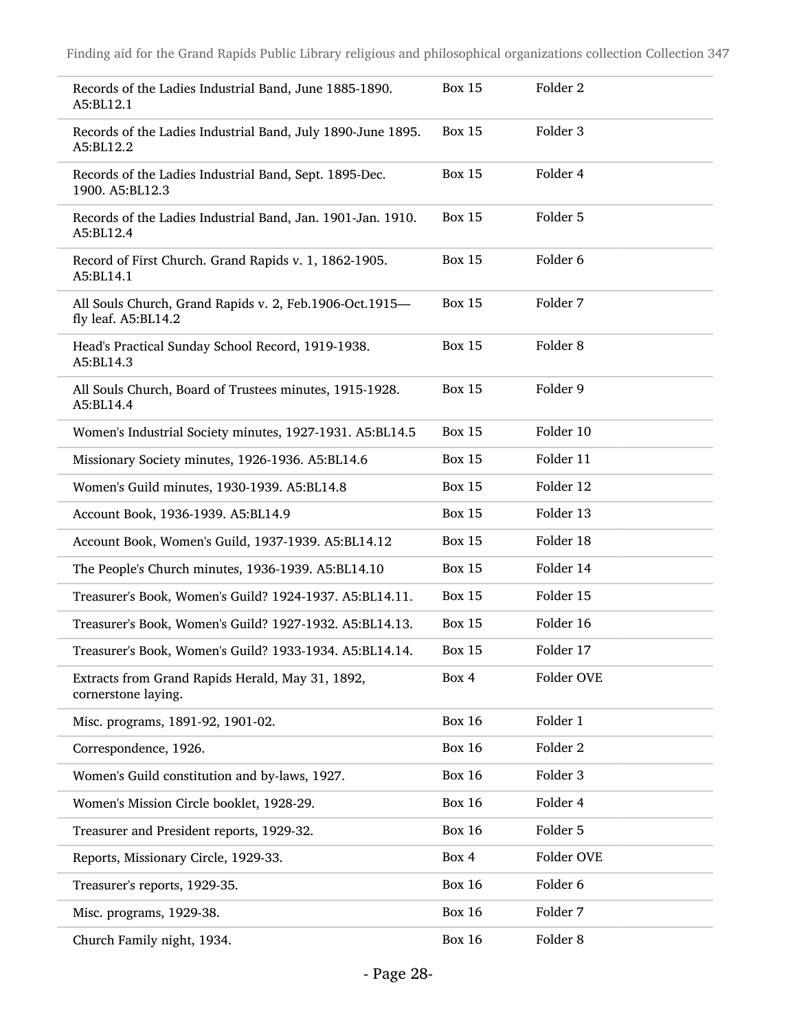| | | |
|---|---|---|
| Records of the Ladies Industrial Band, June 1885-1890. A5:BL12.1 | Box 15 | Folder 2 |
| Records of the Ladies Industrial Band, July 1890-June 1895. A5:BL12.2 | Box 15 | Folder 3 |
| Records of the Ladies Industrial Band, Sept. 1895-Dec. 1900. A5:BL12.3 | Box 15 | Folder 4 |
| Records of the Ladies Industrial Band, Jan. 1901-Jan. 1910. A5:BL12.4 | Box 15 | Folder 5 |
| Record of First Church. Grand Rapids v. 1, 1862-1905. A5:BL14.1 | Box 15 | Folder 6 |
| All Souls Church, Grand Rapids v. 2, Feb.1906-Oct.1915—fly leaf. A5:BL14.2 | Box 15 | Folder 7 |
| Head's Practical Sunday School Record, 1919-1938. A5:BL14.3 | Box 15 | Folder 8 |
| All Souls Church, Board of Trustees minutes, 1915-1928. A5:BL14.4 | Box 15 | Folder 9 |
| Women's Industrial Society minutes, 1927-1931. A5:BL14.5 | Box 15 | Folder 10 |
| Missionary Society minutes, 1926-1936. A5:BL14.6 | Box 15 | Folder 11 |
| Women's Guild minutes, 1930-1939. A5:BL14.8 | Box 15 | Folder 12 |
| Account Book, 1936-1939. A5:BL14.9 | Box 15 | Folder 13 |
| Account Book, Women's Guild, 1937-1939. A5:BL14.12 | Box 15 | Folder 18 |
| The People's Church minutes, 1936-1939. A5:BL14.10 | Box 15 | Folder 14 |
| Treasurer's Book, Women's Guild? 1924-1937. A5:BL14.11. | Box 15 | Folder 15 |
| Treasurer's Book, Women's Guild? 1927-1932. A5:BL14.13. | Box 15 | Folder 16 |
| Treasurer's Book, Women's Guild? 1933-1934. A5:BL14.14. | Box 15 | Folder 17 |
| Extracts from Grand Rapids Herald, May 31, 1892, cornerstone laying. | Box 4 | Folder OVE |
| Misc. programs, 1891-92, 1901-02. | Box 16 | Folder 1 |
| Correspondence, 1926. | Box 16 | Folder 2 |
| Women's Guild constitution and by-laws, 1927. | Box 16 | Folder 3 |
| Women's Mission Circle booklet, 1928-29. | Box 16 | Folder 4 |
| Treasurer and President reports, 1929-32. | Box 16 | Folder 5 |
| Reports, Missionary Circle, 1929-33. | Box 4 | Folder OVE |
| Treasurer's reports, 1929-35. | Box 16 | Folder 6 |
| Misc. programs, 1929-38. | Box 16 | Folder 7 |
| Church Family night, 1934. | Box 16 | Folder 8 |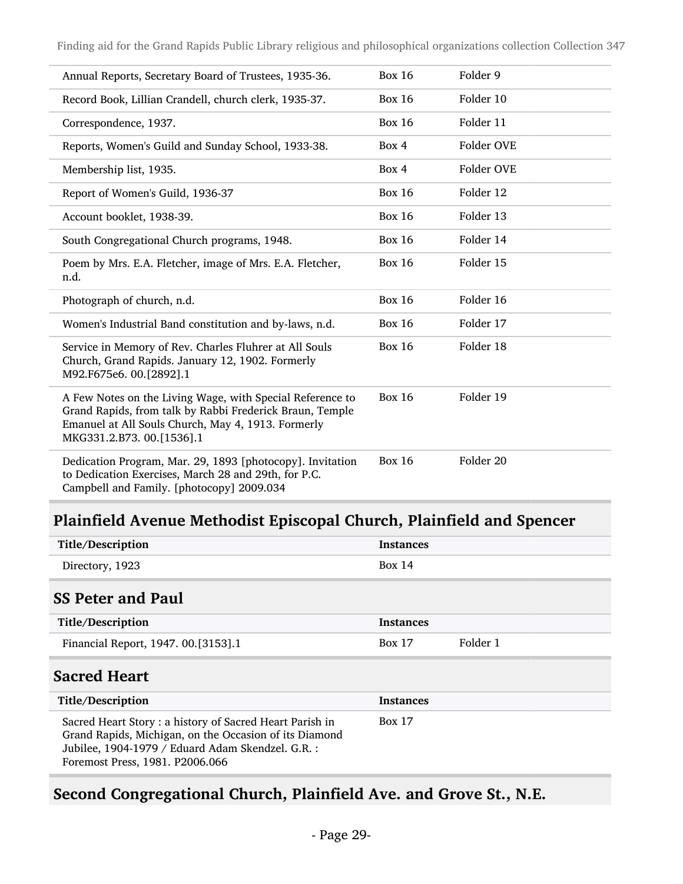| | | |
|---|---|---|
| Annual Reports, Secretary Board of Trustees, 1935-36. | Box 16 | Folder 9 |
| Record Book, Lillian Crandell, church clerk, 1935-37. | Box 16 | Folder 10 |
| Correspondence, 1937. | Box 16 | Folder 11 |
| Reports, Women's Guild and Sunday School, 1933-38. | Box 4 | Folder OVE |
| Membership list, 1935. | Box 4 | Folder OVE |
| Report of Women's Guild, 1936-37 | Box 16 | Folder 12 |
| Account booklet, 1938-39. | Box 16 | Folder 13 |
| South Congregational Church programs, 1948. | Box 16 | Folder 14 |
| Poem by Mrs. E.A. Fletcher, image of Mrs. E.A. Fletcher, n.d. | Box 16 | Folder 15 |
| Photograph of church, n.d. | Box 16 | Folder 16 |
| Women's Industrial Band constitution and by-laws, n.d. | Box 16 | Folder 17 |
| Service in Memory of Rev. Charles Fluhrer at All Souls Church, Grand Rapids. January 12, 1902. Formerly M92.F675e6. 00.[2892].1 | Box 16 | Folder 18 |
| A Few Notes on the Living Wage, with Special Reference to Grand Rapids, from talk by Rabbi Frederick Braun, Temple Emanuel at All Souls Church, May 4, 1913. Formerly MKG331.2.B73. 00.[1536].1 | Box 16 | Folder 19 |
| Dedication Program, Mar. 29, 1893 [photocopy]. Invitation to Dedication Exercises, March 28 and 29th, for P.C. Campbell and Family. [photocopy] 2009.034 | Box 16 | Folder 20 |

## Plainfield Avenue Methodist Episcopal Church, Plainfield and Spencer

| Title/Description | Instances |
|---|---|
| Directory, 1923 | Box 14 |

### SS Peter and Paul

| Title/Description | Instances | |
|---|---|---|
| Financial Report, 1947. 00.[3153].1 | Box 17 | Folder 1 |

### Sacred Heart

| Title/Description | Instances |
|---|---|
| Sacred Heart Story : a history of Sacred Heart Parish in Grand Rapids, Michigan, on the Occasion of its Diamond Jubilee, 1904-1979 / Eduard Adam Skendzel. G.R. : Foremost Press, 1981. P2006.066 | Box 17 |

## Second Congregational Church, Plainfield Ave. and Grove St., N.E.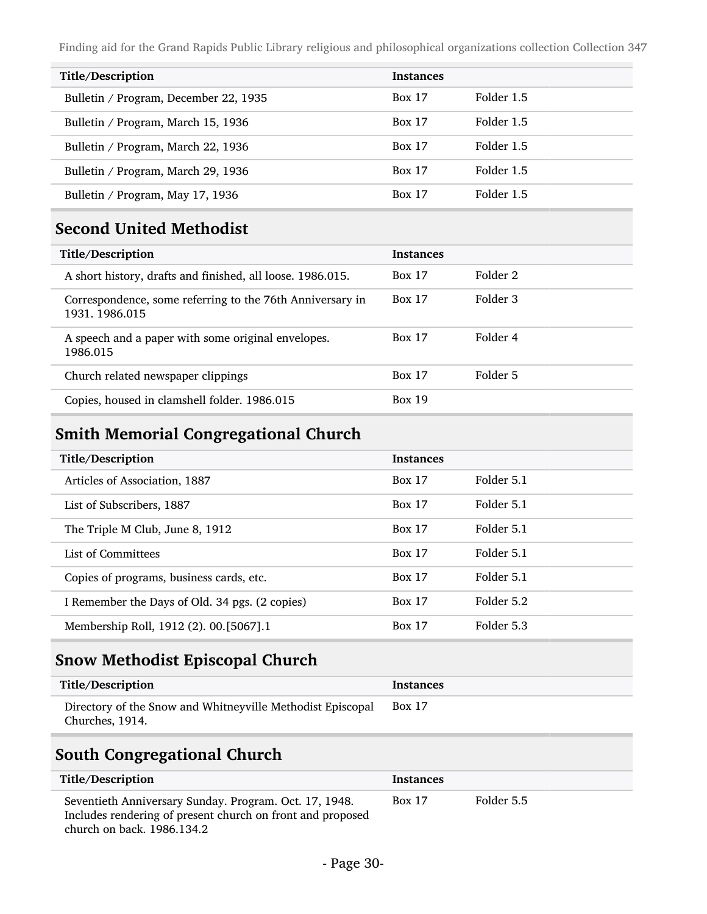| Title/Description | Instances | |
| --- | --- | --- |
| Bulletin / Program, December 22, 1935 | Box 17 | Folder 1.5 |
| Bulletin / Program, March 15, 1936 | Box 17 | Folder 1.5 |
| Bulletin / Program, March 22, 1936 | Box 17 | Folder 1.5 |
| Bulletin / Program, March 29, 1936 | Box 17 | Folder 1.5 |
| Bulletin / Program, May 17, 1936 | Box 17 | Folder 1.5 |

## Second United Methodist

| Title/Description | Instances | |
| --- | --- | --- |
| A short history, drafts and finished, all loose. 1986.015. | Box 17 | Folder 2 |
| Correspondence, some referring to the 76th Anniversary in 1931. 1986.015 | Box 17 | Folder 3 |
| A speech and a paper with some original envelopes. 1986.015 | Box 17 | Folder 4 |
| Church related newspaper clippings | Box 17 | Folder 5 |
| Copies, housed in clamshell folder. 1986.015 | Box 19 | |

## Smith Memorial Congregational Church

| Title/Description | Instances | |
| --- | --- | --- |
| Articles of Association, 1887 | Box 17 | Folder 5.1 |
| List of Subscribers, 1887 | Box 17 | Folder 5.1 |
| The Triple M Club, June 8, 1912 | Box 17 | Folder 5.1 |
| List of Committees | Box 17 | Folder 5.1 |
| Copies of programs, business cards, etc. | Box 17 | Folder 5.1 |
| I Remember the Days of Old. 34 pgs. (2 copies) | Box 17 | Folder 5.2 |
| Membership Roll, 1912 (2). 00.[5067].1 | Box 17 | Folder 5.3 |

## Snow Methodist Episcopal Church

| Title/Description | Instances | |
| --- | --- | --- |
| Directory of the Snow and Whitneyville Methodist Episcopal Churches, 1914. | Box 17 | |

## South Congregational Church

| Title/Description | Instances | |
| --- | --- | --- |
| Seventieth Anniversary Sunday. Program. Oct. 17, 1948. Includes rendering of present church on front and proposed church on back. 1986.134.2 | Box 17 | Folder 5.5 |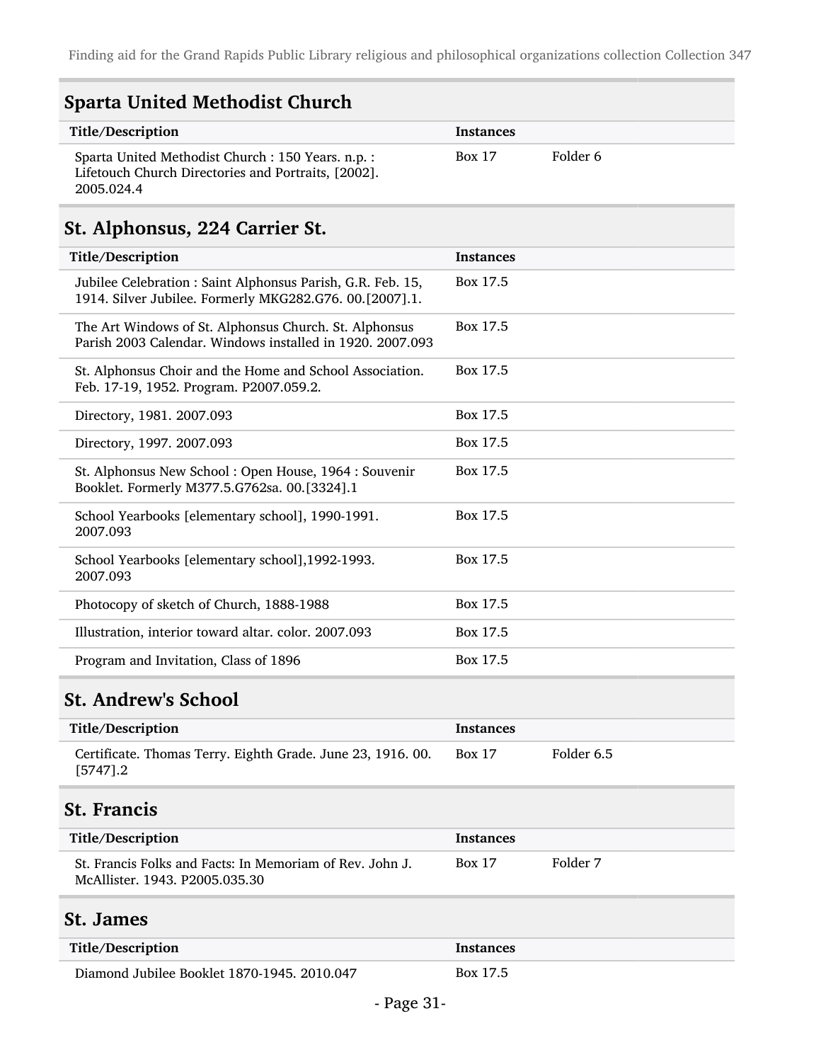## Sparta United Methodist Church

| Title/Description | Instances | |
|---|---|---|
| Sparta United Methodist Church : 150 Years. n.p. : Lifetouch Church Directories and Portraits, [2002]. 2005.024.4 | Box 17 | Folder 6 |

## St. Alphonsus, 224 Carrier St.

| Title/Description | Instances |
|---|---|
| Jubilee Celebration : Saint Alphonsus Parish, G.R. Feb. 15, 1914. Silver Jubilee. Formerly MKG282.G76. 00.[2007].1. | Box 17.5 |
| The Art Windows of St. Alphonsus Church. St. Alphonsus Parish 2003 Calendar. Windows installed in 1920. 2007.093 | Box 17.5 |
| St. Alphonsus Choir and the Home and School Association. Feb. 17-19, 1952. Program. P2007.059.2. | Box 17.5 |
| Directory, 1981. 2007.093 | Box 17.5 |
| Directory, 1997. 2007.093 | Box 17.5 |
| St. Alphonsus New School : Open House, 1964 : Souvenir Booklet. Formerly M377.5.G762sa. 00.[3324].1 | Box 17.5 |
| School Yearbooks [elementary school], 1990-1991. 2007.093 | Box 17.5 |
| School Yearbooks [elementary school],1992-1993. 2007.093 | Box 17.5 |
| Photocopy of sketch of Church, 1888-1988 | Box 17.5 |
| Illustration, interior toward altar. color. 2007.093 | Box 17.5 |
| Program and Invitation, Class of 1896 | Box 17.5 |

## St. Andrew's School

| Title/Description | Instances | |
|---|---|---|
| Certificate. Thomas Terry. Eighth Grade. June 23, 1916. 00. [5747].2 | Box 17 | Folder 6.5 |

## St. Francis

| Title/Description | Instances | |
|---|---|---|
| St. Francis Folks and Facts: In Memoriam of Rev. John J. McAllister. 1943. P2005.035.30 | Box 17 | Folder 7 |

## St. James

| Title/Description | Instances |
|---|---|
| Diamond Jubilee Booklet 1870-1945. 2010.047 | Box 17.5 |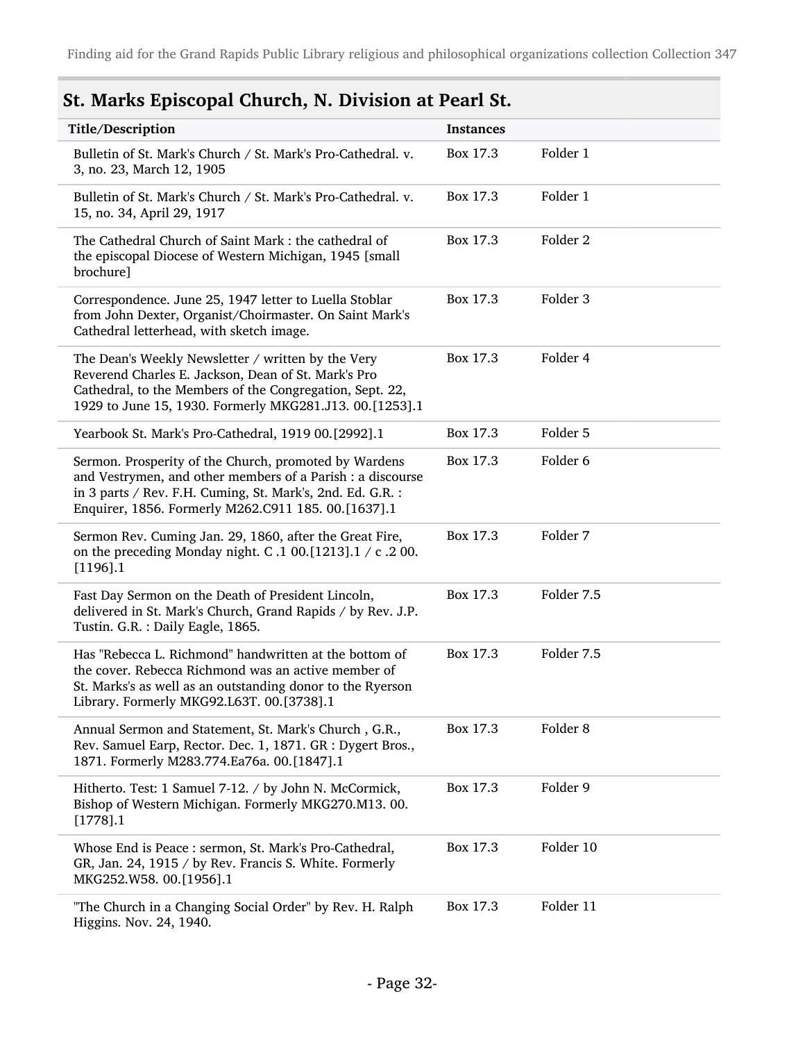## St. Marks Episcopal Church, N. Division at Pearl St.

| Title/Description | Instances | |
|---|---|---|
| Bulletin of St. Mark's Church / St. Mark's Pro-Cathedral. v. 3, no. 23, March 12, 1905 | Box 17.3 | Folder 1 |
| Bulletin of St. Mark's Church / St. Mark's Pro-Cathedral. v. 15, no. 34, April 29, 1917 | Box 17.3 | Folder 1 |
| The Cathedral Church of Saint Mark : the cathedral of the episcopal Diocese of Western Michigan, 1945 [small brochure] | Box 17.3 | Folder 2 |
| Correspondence. June 25, 1947 letter to Luella Stoblar from John Dexter, Organist/Choirmaster. On Saint Mark's Cathedral letterhead, with sketch image. | Box 17.3 | Folder 3 |
| The Dean's Weekly Newsletter / written by the Very Reverend Charles E. Jackson, Dean of St. Mark's Pro Cathedral, to the Members of the Congregation, Sept. 22, 1929 to June 15, 1930. Formerly MKG281.J13. 00.[1253].1 | Box 17.3 | Folder 4 |
| Yearbook St. Mark's Pro-Cathedral, 1919 00.[2992].1 | Box 17.3 | Folder 5 |
| Sermon. Prosperity of the Church, promoted by Wardens and Vestrymen, and other members of a Parish : a discourse in 3 parts / Rev. F.H. Cuming, St. Mark's, 2nd. Ed. G.R. : Enquirer, 1856. Formerly M262.C911 185. 00.[1637].1 | Box 17.3 | Folder 6 |
| Sermon Rev. Cuming Jan. 29, 1860, after the Great Fire, on the preceding Monday night. C .1 00.[1213].1 / c .2 00.[1196].1 | Box 17.3 | Folder 7 |
| Fast Day Sermon on the Death of President Lincoln, delivered in St. Mark's Church, Grand Rapids / by Rev. J.P. Tustin. G.R. : Daily Eagle, 1865. | Box 17.3 | Folder 7.5 |
| Has "Rebecca L. Richmond" handwritten at the bottom of the cover. Rebecca Richmond was an active member of St. Marks's as well as an outstanding donor to the Ryerson Library. Formerly MKG92.L63T. 00.[3738].1 | Box 17.3 | Folder 7.5 |
| Annual Sermon and Statement, St. Mark's Church , G.R., Rev. Samuel Earp, Rector. Dec. 1, 1871. GR : Dygert Bros., 1871. Formerly M283.774.Ea76a. 00.[1847].1 | Box 17.3 | Folder 8 |
| Hitherto. Test: 1 Samuel 7-12. / by John N. McCormick, Bishop of Western Michigan. Formerly MKG270.M13. 00.[1778].1 | Box 17.3 | Folder 9 |
| Whose End is Peace : sermon, St. Mark's Pro-Cathedral, GR, Jan. 24, 1915 / by Rev. Francis S. White. Formerly MKG252.W58. 00.[1956].1 | Box 17.3 | Folder 10 |
| "The Church in a Changing Social Order" by Rev. H. Ralph Higgins. Nov. 24, 1940. | Box 17.3 | Folder 11 |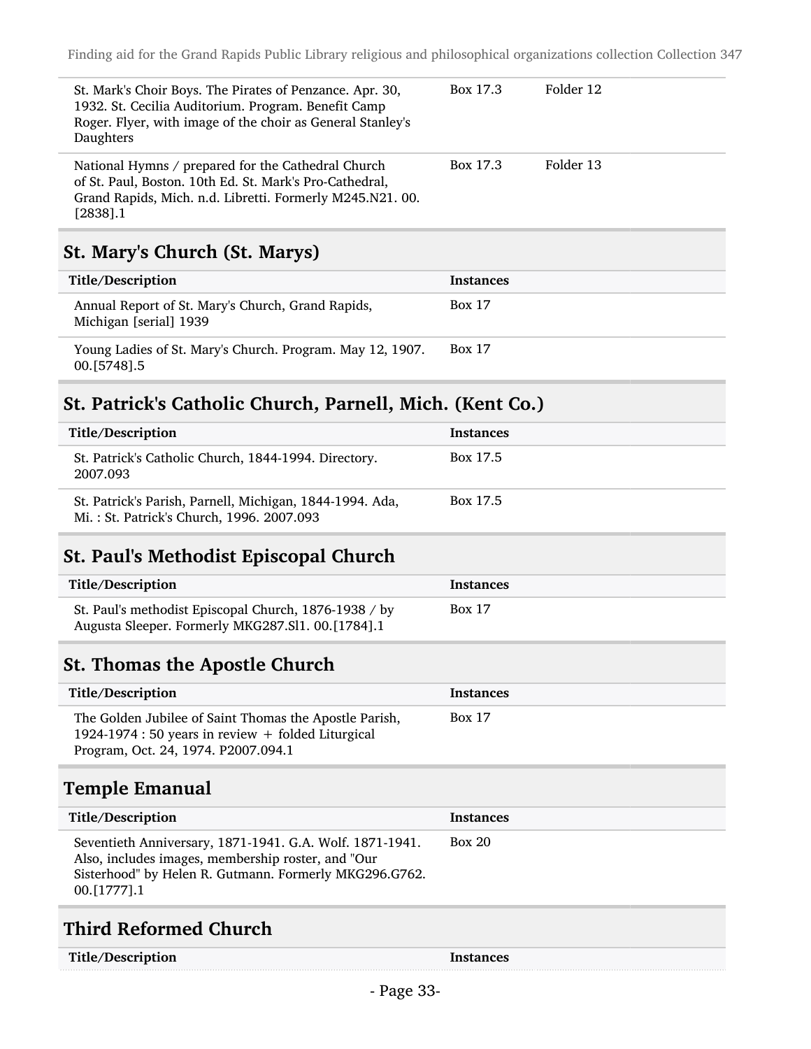| | | |
|---|---|---|
| St. Mark's Choir Boys. The Pirates of Penzance. Apr. 30, 1932. St. Cecilia Auditorium. Program. Benefit Camp Roger. Flyer, with image of the choir as General Stanley's Daughters | Box 17.3 | Folder 12 |
| National Hymns / prepared for the Cathedral Church of St. Paul, Boston. 10th Ed. St. Mark's Pro-Cathedral, Grand Rapids, Mich. n.d. Libretti. Formerly M245.N21. 00.[2838].1 | Box 17.3 | Folder 13 |

## St. Mary's Church (St. Marys)

| Title/Description | Instances |
|---|---|
| Annual Report of St. Mary's Church, Grand Rapids, Michigan [serial] 1939 | Box 17 |
| Young Ladies of St. Mary's Church. Program. May 12, 1907. 00.[5748].5 | Box 17 |

## St. Patrick's Catholic Church, Parnell, Mich. (Kent Co.)

| Title/Description | Instances |
|---|---|
| St. Patrick's Catholic Church, 1844-1994. Directory. 2007.093 | Box 17.5 |
| St. Patrick's Parish, Parnell, Michigan, 1844-1994. Ada, Mi. : St. Patrick's Church, 1996. 2007.093 | Box 17.5 |

## St. Paul's Methodist Episcopal Church

| Title/Description | Instances |
|---|---|
| St. Paul's methodist Episcopal Church, 1876-1938 / by Augusta Sleeper. Formerly MKG287.Sl1. 00.[1784].1 | Box 17 |

## St. Thomas the Apostle Church

| Title/Description | Instances |
|---|---|
| The Golden Jubilee of Saint Thomas the Apostle Parish, 1924-1974 : 50 years in review + folded Liturgical Program, Oct. 24, 1974. P2007.094.1 | Box 17 |

## Temple Emanual

| Title/Description | Instances |
|---|---|
| Seventieth Anniversary, 1871-1941. G.A. Wolf. 1871-1941. Also, includes images, membership roster, and "Our Sisterhood" by Helen R. Gutmann. Formerly MKG296.G762. 00.[1777].1 | Box 20 |

## Third Reformed Church

| Title/Description | Instances |
|---|---|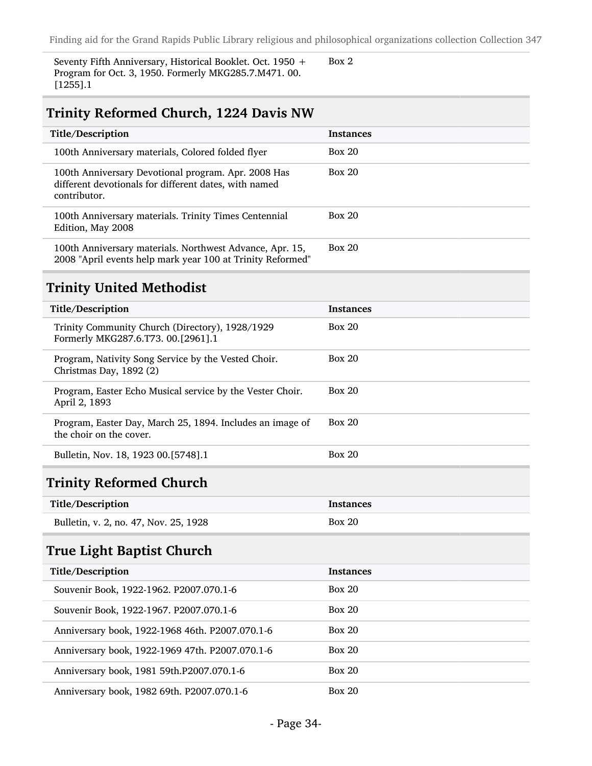| | |
|---|---|
| Seventy Fifth Anniversary, Historical Booklet. Oct. 1950 + Program for Oct. 3, 1950. Formerly MKG285.7.M471. 00.[1255].1 | Box 2 |

## Trinity Reformed Church, 1224 Davis NW

| Title/Description | Instances |
|---|---|
| 100th Anniversary materials, Colored folded flyer | Box 20 |
| 100th Anniversary Devotional program. Apr. 2008 Has different devotionals for different dates, with named contributor. | Box 20 |
| 100th Anniversary materials. Trinity Times Centennial Edition, May 2008 | Box 20 |
| 100th Anniversary materials. Northwest Advance, Apr. 15, 2008 "April events help mark year 100 at Trinity Reformed" | Box 20 |

## Trinity United Methodist

| Title/Description | Instances |
|---|---|
| Trinity Community Church (Directory), 1928/1929 Formerly MKG287.6.T73. 00.[2961].1 | Box 20 |
| Program, Nativity Song Service by the Vested Choir. Christmas Day, 1892 (2) | Box 20 |
| Program, Easter Echo Musical service by the Vester Choir. April 2, 1893 | Box 20 |
| Program, Easter Day, March 25, 1894. Includes an image of the choir on the cover. | Box 20 |
| Bulletin, Nov. 18, 1923 00.[5748].1 | Box 20 |

## Trinity Reformed Church

| Title/Description | Instances |
|---|---|
| Bulletin, v. 2, no. 47, Nov. 25, 1928 | Box 20 |

## True Light Baptist Church

| Title/Description | Instances |
|---|---|
| Souvenir Book, 1922-1962. P2007.070.1-6 | Box 20 |
| Souvenir Book, 1922-1967. P2007.070.1-6 | Box 20 |
| Anniversary book, 1922-1968 46th. P2007.070.1-6 | Box 20 |
| Anniversary book, 1922-1969 47th. P2007.070.1-6 | Box 20 |
| Anniversary book, 1981 59th.P2007.070.1-6 | Box 20 |
| Anniversary book, 1982 69th. P2007.070.1-6 | Box 20 |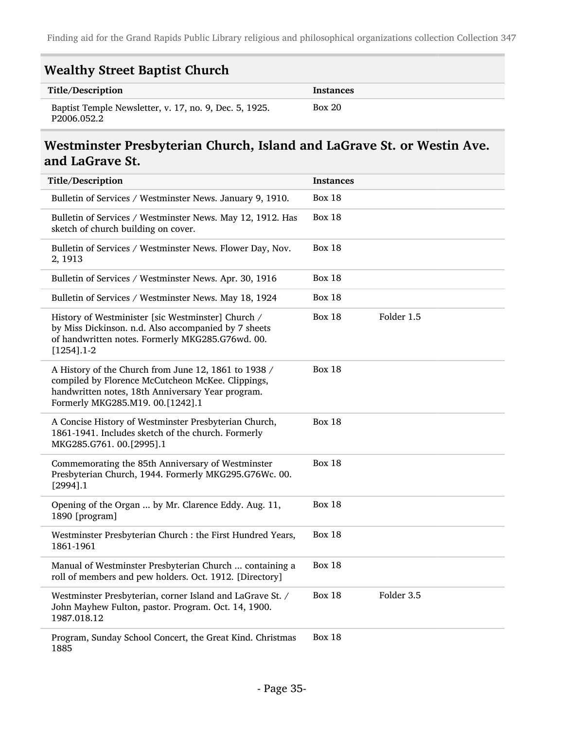## Wealthy Street Baptist Church

| Title/Description | Instances | |
|---|---|---|
| Baptist Temple Newsletter, v. 17, no. 9, Dec. 5, 1925. P2006.052.2 | Box 20 | |

## Westminster Presbyterian Church, Island and LaGrave St. or Westin Ave. and LaGrave St.

| Title/Description | Instances | |
|---|---|---|
| Bulletin of Services / Westminster News. January 9, 1910. | Box 18 | |
| Bulletin of Services / Westminster News. May 12, 1912. Has sketch of church building on cover. | Box 18 | |
| Bulletin of Services / Westminster News. Flower Day, Nov. 2, 1913 | Box 18 | |
| Bulletin of Services / Westminster News. Apr. 30, 1916 | Box 18 | |
| Bulletin of Services / Westminster News. May 18, 1924 | Box 18 | |
| History of Westminister [sic Westminster] Church / by Miss Dickinson. n.d. Also accompanied by 7 sheets of handwritten notes. Formerly MKG285.G76wd. 00. [1254].1-2 | Box 18 | Folder 1.5 |
| A History of the Church from June 12, 1861 to 1938 / compiled by Florence McCutcheon McKee. Clippings, handwritten notes, 18th Anniversary Year program. Formerly MKG285.M19. 00.[1242].1 | Box 18 | |
| A Concise History of Westminster Presbyterian Church, 1861-1941. Includes sketch of the church. Formerly MKG285.G761. 00.[2995].1 | Box 18 | |
| Commemorating the 85th Anniversary of Westminster Presbyterian Church, 1944. Formerly MKG295.G76Wc. 00. [2994].1 | Box 18 | |
| Opening of the Organ ... by Mr. Clarence Eddy. Aug. 11, 1890 [program] | Box 18 | |
| Westminster Presbyterian Church : the First Hundred Years, 1861-1961 | Box 18 | |
| Manual of Westminster Presbyterian Church ... containing a roll of members and pew holders. Oct. 1912. [Directory] | Box 18 | |
| Westminster Presbyterian, corner Island and LaGrave St. / John Mayhew Fulton, pastor. Program. Oct. 14, 1900. 1987.018.12 | Box 18 | Folder 3.5 |
| Program, Sunday School Concert, the Great Kind. Christmas 1885 | Box 18 | |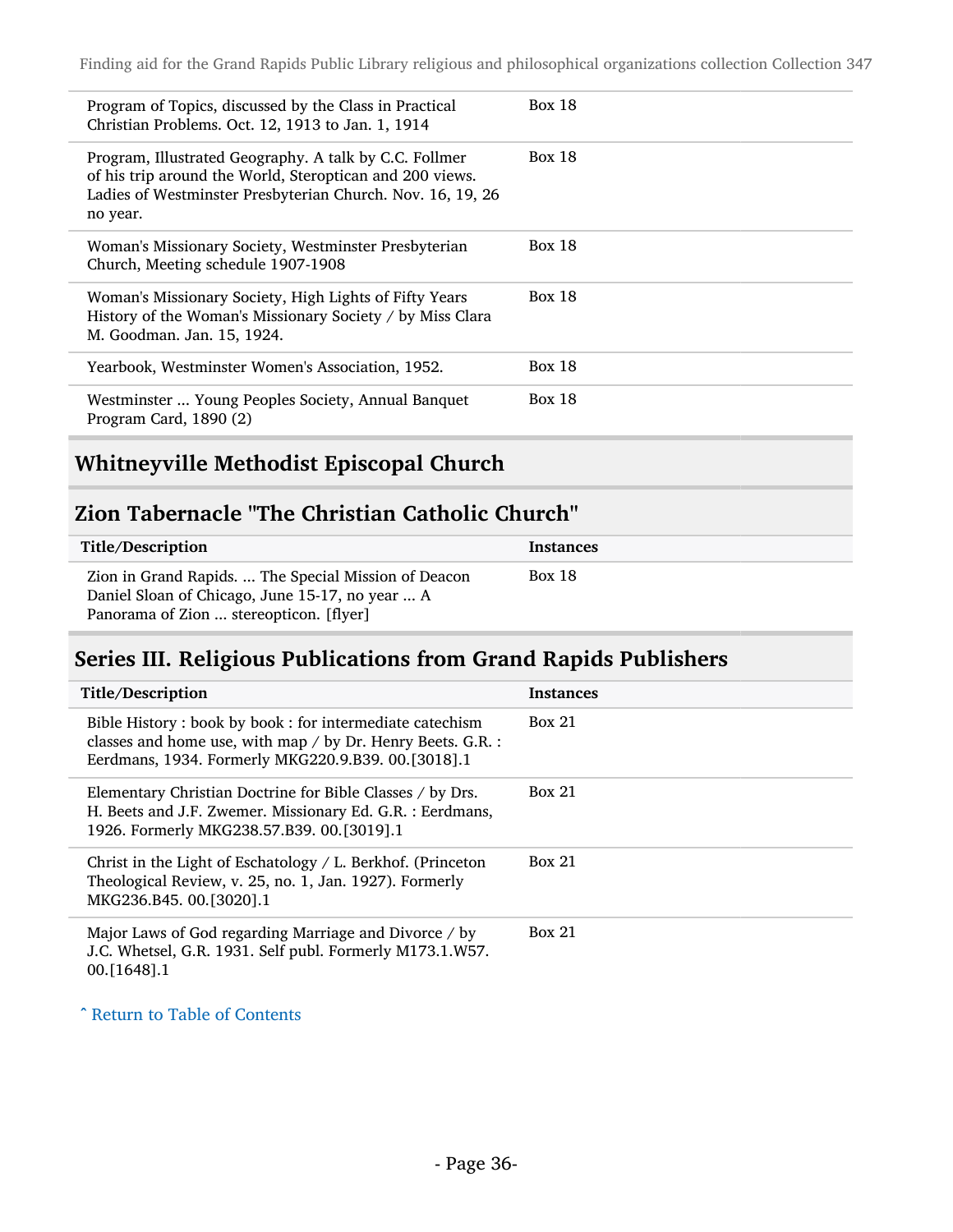| | |
|---|---|
| Program of Topics, discussed by the Class in Practical Christian Problems. Oct. 12, 1913 to Jan. 1, 1914 | Box 18 |
| Program, Illustrated Geography. A talk by C.C. Follmer of his trip around the World, Steroptican and 200 views. Ladies of Westminster Presbyterian Church. Nov. 16, 19, 26 no year. | Box 18 |
| Woman's Missionary Society, Westminster Presbyterian Church, Meeting schedule 1907-1908 | Box 18 |
| Woman's Missionary Society, High Lights of Fifty Years History of the Woman's Missionary Society / by Miss Clara M. Goodman. Jan. 15, 1924. | Box 18 |
| Yearbook, Westminster Women's Association, 1952. | Box 18 |
| Westminster ... Young Peoples Society, Annual Banquet Program Card, 1890 (2) | Box 18 |

## Whitneyville Methodist Episcopal Church

## Zion Tabernacle "The Christian Catholic Church"

| Title/Description | Instances |
|---|---|
| Zion in Grand Rapids. ... The Special Mission of Deacon Daniel Sloan of Chicago, June 15-17, no year ... A Panorama of Zion ... stereopticon. [flyer] | Box 18 |

## Series III. Religious Publications from Grand Rapids Publishers

| Title/Description | Instances |
|---|---|
| Bible History : book by book : for intermediate catechism classes and home use, with map / by Dr. Henry Beets. G.R. : Eerdmans, 1934. Formerly MKG220.9.B39. 00.[3018].1 | Box 21 |
| Elementary Christian Doctrine for Bible Classes / by Drs. H. Beets and J.F. Zwemer. Missionary Ed. G.R. : Eerdmans, 1926. Formerly MKG238.57.B39. 00.[3019].1 | Box 21 |
| Christ in the Light of Eschatology / L. Berkhof. (Princeton Theological Review, v. 25, no. 1, Jan. 1927). Formerly MKG236.B45. 00.[3020].1 | Box 21 |
| Major Laws of God regarding Marriage and Divorce / by J.C. Whetsel, G.R. 1931. Self publ. Formerly M173.1.W57. 00.[1648].1 | Box 21 |

ˆ Return to Table of Contents